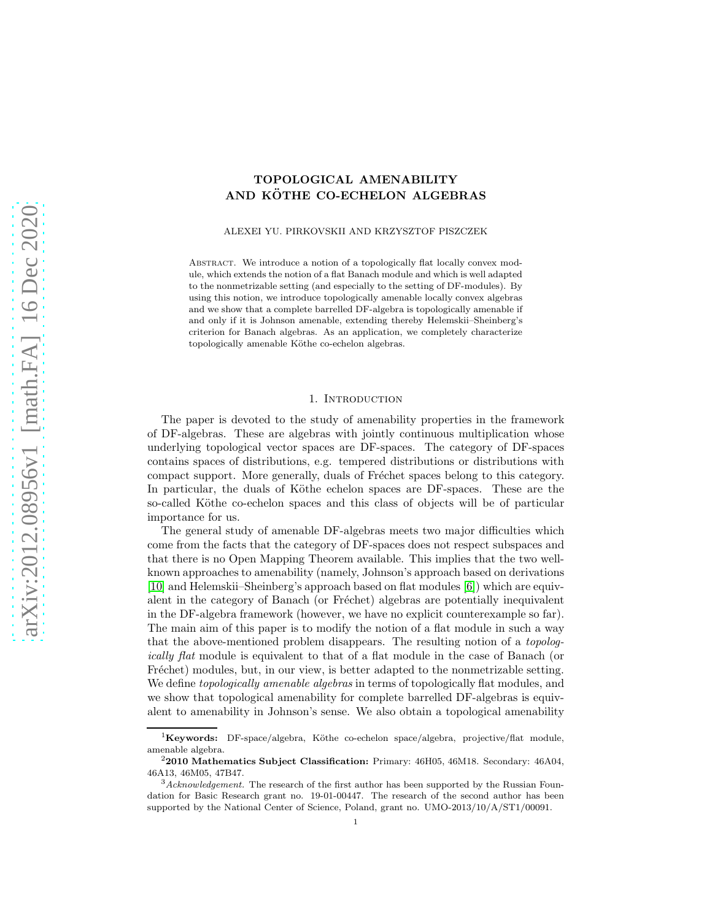# TOPOLOGICAL AMENABILITY AND KÖTHE CO-ECHELON ALGEBRAS

ALEXEI YU. PIRKOVSKII AND KRZYSZTOF PISZCZEK

Abstract. We introduce a notion of a topologically flat locally convex module, which extends the notion of a flat Banach module and which is well adapted to the nonmetrizable setting (and especially to the setting of DF-modules). By using this notion, we introduce topologically amenable locally convex algebras and we show that a complete barrelled DF-algebra is topologically amenable if and only if it is Johnson amenable, extending thereby Helemskii–Sheinberg's criterion for Banach algebras. As an application, we completely characterize topologically amenable Köthe co-echelon algebras.

## 1. Introduction

The paper is devoted to the study of amenability properties in the framework of DF-algebras. These are algebras with jointly continuous multiplication whose underlying topological vector spaces are DF-spaces. The category of DF-spaces contains spaces of distributions, e.g. tempered distributions or distributions with compact support. More generally, duals of Fréchet spaces belong to this category. In particular, the duals of Köthe echelon spaces are DF-spaces. These are the so-called Köthe co-echelon spaces and this class of objects will be of particular importance for us.

The general study of amenable DF-algebras meets two major difficulties which come from the facts that the category of DF-spaces does not respect subspaces and that there is no Open Mapping Theorem available. This implies that the two well-known approaches to amenability (namely, Johnson's approach based on derivations [10] and Helemskii–Sheinberg's approach based on flat modules [6]) which are equivalent in the category of Banach (or Fréchet) algebras are potentially inequivalent in the DF-algebra framework (however, we have no explicit counterexample so far). The main aim of this paper is to modify the notion of a flat module in such a way that the above-mentioned problem disappears. The resulting notion of a *topologically flat* module is equivalent to that of a flat module in the case of Banach (or Fréchet) modules, but, in our view, is better adapted to the nonmetrizable setting. We define *topologically amenable algebras* in terms of topologically flat modules, and we show that topological amenability for complete barrelled DF-algebras is equivalent to amenability in Johnson's sense. We also obtain a topological amenability

---

[1] **Keywords:** DF-space/algebra, Köthe co-echelon space/algebra, projective/flat module, amenable algebra.

[2] **2010 Mathematics Subject Classification:** Primary: 46H05, 46M18. Secondary: 46A04, 46A13, 46M05, 47B47.

[3] *Acknowledgement.* The research of the first author has been supported by the Russian Foundation for Basic Research grant no. 19-01-00447. The research of the second author has been supported by the National Center of Science, Poland, grant no. UMO-2013/10/A/ST1/00091.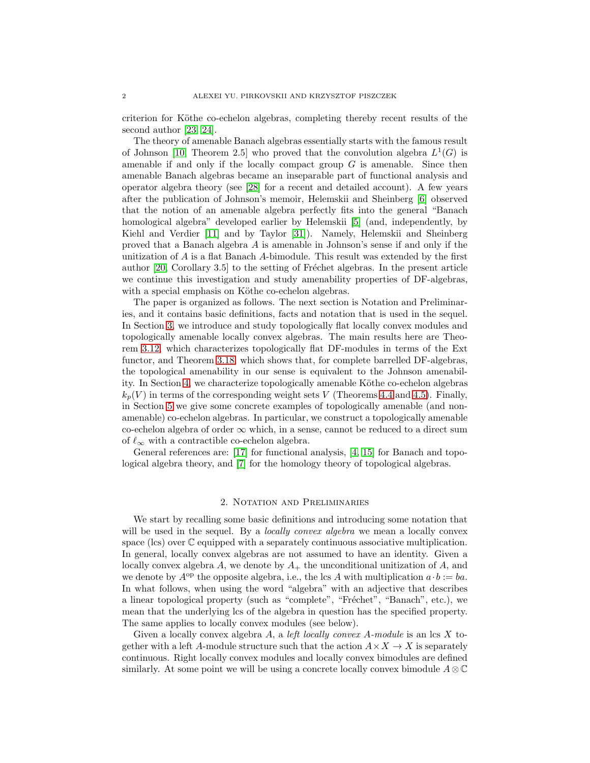criterion for Köthe co-echelon algebras, completing thereby recent results of the second author [23, 24].

The theory of amenable Banach algebras essentially starts with the famous result of Johnson [10, Theorem 2.5] who proved that the convolution algebra $L^1(G)$ is amenable if and only if the locally compact group $G$ is amenable. Since then amenable Banach algebras became an inseparable part of functional analysis and operator algebra theory (see [28] for a recent and detailed account). A few years after the publication of Johnson's memoir, Helemskii and Sheinberg [6] observed that the notion of an amenable algebra perfectly fits into the general "Banach homological algebra" developed earlier by Helemskii [5] (and, independently, by Kiehl and Verdier [11] and by Taylor [31]). Namely, Helemskii and Sheinberg proved that a Banach algebra $A$ is amenable in Johnson's sense if and only if the unitization of $A$ is a flat Banach $A$-bimodule. This result was extended by the first author [20, Corollary 3.5] to the setting of Fréchet algebras. In the present article we continue this investigation and study amenability properties of DF-algebras, with a special emphasis on Köthe co-echelon algebras.

The paper is organized as follows. The next section is Notation and Preliminaries, and it contains basic definitions, facts and notation that is used in the sequel. In Section 3, we introduce and study topologically flat locally convex modules and topologically amenable locally convex algebras. The main results here are Theorem 3.12, which characterizes topologically flat DF-modules in terms of the Ext functor, and Theorem 3.18, which shows that, for complete barrelled DF-algebras, the topological amenability in our sense is equivalent to the Johnson amenability. In Section 4, we characterize topologically amenable Köthe co-echelon algebras $k_p(V)$ in terms of the corresponding weight sets $V$ (Theorems 4.4 and 4.5). Finally, in Section 5 we give some concrete examples of topologically amenable (and non-amenable) co-echelon algebras. In particular, we construct a topologically amenable co-echelon algebra of order $\infty$ which, in a sense, cannot be reduced to a direct sum of $\ell_\infty$ with a contractible co-echelon algebra.

General references are: [17] for functional analysis, [4, 15] for Banach and topological algebra theory, and [7] for the homology theory of topological algebras.

## 2. Notation and Preliminaries

We start by recalling some basic definitions and introducing some notation that will be used in the sequel. By a *locally convex algebra* we mean a locally convex space (lcs) over $\mathbb{C}$ equipped with a separately continuous associative multiplication. In general, locally convex algebras are not assumed to have an identity. Given a locally convex algebra $A$, we denote by $A_+$ the unconditional unitization of $A$, and we denote by $A^{\mathrm{op}}$ the opposite algebra, i.e., the lcs $A$ with multiplication $a \cdot b := ba$. In what follows, when using the word "algebra" with an adjective that describes a linear topological property (such as "complete", "Fréchet", "Banach", etc.), we mean that the underlying lcs of the algebra in question has the specified property. The same applies to locally convex modules (see below).

Given a locally convex algebra $A$, a *left locally convex $A$-module* is an lcs $X$ together with a left $A$-module structure such that the action $A \times X \to X$ is separately continuous. Right locally convex modules and locally convex bimodules are defined similarly. At some point we will be using a concrete locally convex bimodule $A \otimes \mathbb{C}$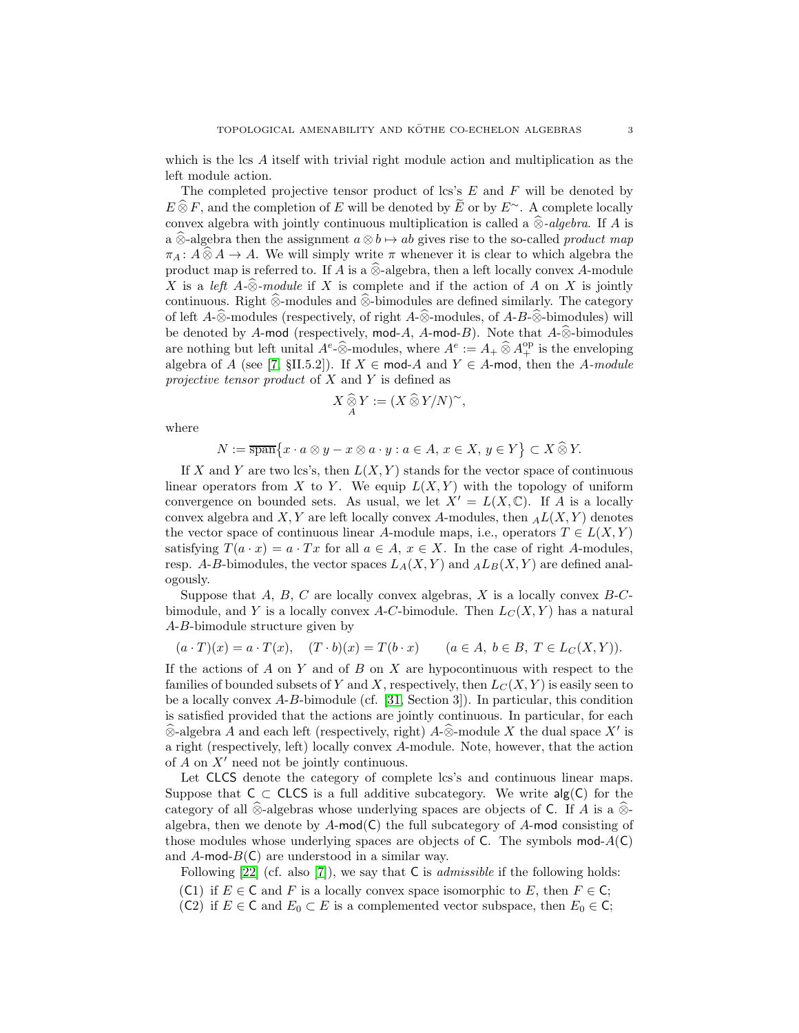which is the lcs $A$ itself with trivial right module action and multiplication as the left module action.

The completed projective tensor product of lcs's $E$ and $F$ will be denoted by $E \mathbin{\widehat{\otimes}} F$, and the completion of $E$ will be denoted by $\widetilde{E}$ or by $E^{\sim}$. A complete locally convex algebra with jointly continuous multiplication is called a *$\widehat{\otimes}$-algebra*. If $A$ is a $\widehat{\otimes}$-algebra then the assignment $a \otimes b \mapsto ab$ gives rise to the so-called *product map* $\pi_A \colon A \mathbin{\widehat{\otimes}} A \to A$. We will simply write $\pi$ whenever it is clear to which algebra the product map is referred to. If $A$ is a $\widehat{\otimes}$-algebra, then a left locally convex $A$-module $X$ is a *left $A$-$\widehat{\otimes}$-module* if $X$ is complete and if the action of $A$ on $X$ is jointly continuous. Right $\widehat{\otimes}$-modules and $\widehat{\otimes}$-bimodules are defined similarly. The category of left $A$-$\widehat{\otimes}$-modules (respectively, of right $A$-$\widehat{\otimes}$-modules, of $A$-$B$-$\widehat{\otimes}$-bimodules) will be denoted by $A$-$\mathsf{mod}$ (respectively, $\mathsf{mod}$-$A$, $A$-$\mathsf{mod}$-$B$). Note that $A$-$\widehat{\otimes}$-bimodules are nothing but left unital $A^e$-$\widehat{\otimes}$-modules, where $A^e := A_+ \mathbin{\widehat{\otimes}} A_+^{\mathrm{op}}$ is the enveloping algebra of $A$ (see [7, §II.5.2]). If $X \in \mathsf{mod}$-$A$ and $Y \in A$-$\mathsf{mod}$, then the *$A$-module projective tensor product* of $X$ and $Y$ is defined as

$$X \mathbin{\widehat{\otimes}}_{A} Y := (X \mathbin{\widehat{\otimes}} Y/N)^{\sim},$$

where

$$N := \overline{\operatorname{span}}\{x \cdot a \otimes y - x \otimes a \cdot y : a \in A,\ x \in X,\ y \in Y\} \subset X \mathbin{\widehat{\otimes}} Y.$$

If $X$ and $Y$ are two lcs's, then $L(X,Y)$ stands for the vector space of continuous linear operators from $X$ to $Y$. We equip $L(X,Y)$ with the topology of uniform convergence on bounded sets. As usual, we let $X' = L(X,\mathbb{C})$. If $A$ is a locally convex algebra and $X, Y$ are left locally convex $A$-modules, then ${}_AL(X,Y)$ denotes the vector space of continuous linear $A$-module maps, i.e., operators $T \in L(X,Y)$ satisfying $T(a \cdot x) = a \cdot Tx$ for all $a \in A$, $x \in X$. In the case of right $A$-modules, resp. $A$-$B$-bimodules, the vector spaces $L_A(X,Y)$ and ${}_AL_B(X,Y)$ are defined analogously.

Suppose that $A$, $B$, $C$ are locally convex algebras, $X$ is a locally convex $B$-$C$-bimodule, and $Y$ is a locally convex $A$-$C$-bimodule. Then $L_C(X,Y)$ has a natural $A$-$B$-bimodule structure given by

$$(a \cdot T)(x) = a \cdot T(x), \quad (T \cdot b)(x) = T(b \cdot x) \qquad (a \in A,\ b \in B,\ T \in L_C(X,Y)).$$

If the actions of $A$ on $Y$ and of $B$ on $X$ are hypocontinuous with respect to the families of bounded subsets of $Y$ and $X$, respectively, then $L_C(X,Y)$ is easily seen to be a locally convex $A$-$B$-bimodule (cf. [31, Section 3]). In particular, this condition is satisfied provided that the actions are jointly continuous. In particular, for each $\widehat{\otimes}$-algebra $A$ and each left (respectively, right) $A$-$\widehat{\otimes}$-module $X$ the dual space $X'$ is a right (respectively, left) locally convex $A$-module. Note, however, that the action of $A$ on $X'$ need not be jointly continuous.

Let $\mathsf{CLCS}$ denote the category of complete lcs's and continuous linear maps. Suppose that $\mathsf{C} \subset \mathsf{CLCS}$ is a full additive subcategory. We write $\mathsf{alg}(\mathsf{C})$ for the category of all $\widehat{\otimes}$-algebras whose underlying spaces are objects of $\mathsf{C}$. If $A$ is a $\widehat{\otimes}$-algebra, then we denote by $A$-$\mathsf{mod}(\mathsf{C})$ the full subcategory of $A$-$\mathsf{mod}$ consisting of those modules whose underlying spaces are objects of $\mathsf{C}$. The symbols $\mathsf{mod}$-$A(\mathsf{C})$ and $A$-$\mathsf{mod}$-$B(\mathsf{C})$ are understood in a similar way.

Following [22] (cf. also [7]), we say that $\mathsf{C}$ is *admissible* if the following holds:

- (C1) if $E \in \mathsf{C}$ and $F$ is a locally convex space isomorphic to $E$, then $F \in \mathsf{C}$;
- (C2) if $E \in \mathsf{C}$ and $E_0 \subset E$ is a complemented vector subspace, then $E_0 \in \mathsf{C}$;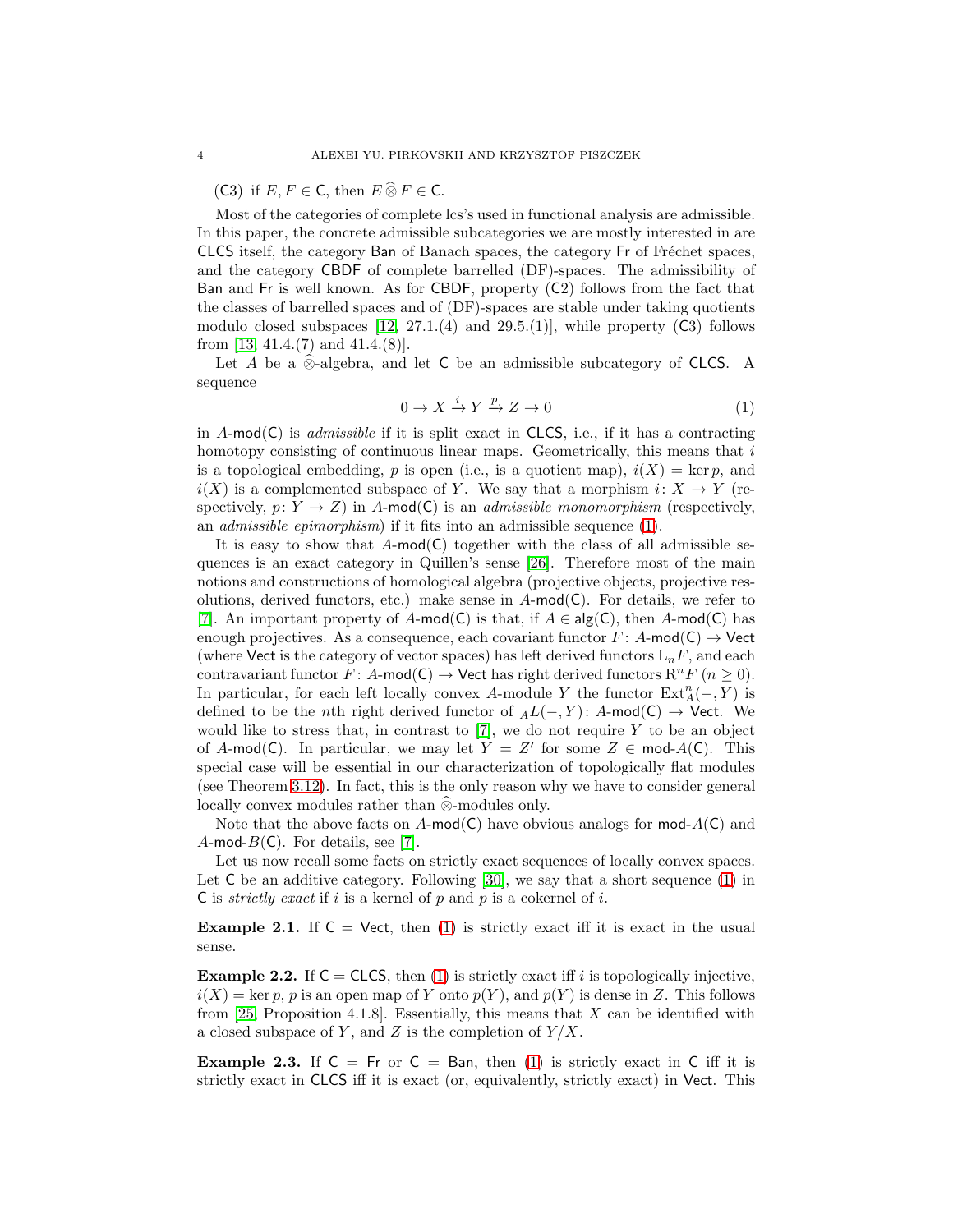(C3) if $E, F \in \mathsf{C}$, then $E \widehat{\otimes} F \in \mathsf{C}$.

Most of the categories of complete lcs's used in functional analysis are admissible. In this paper, the concrete admissible subcategories we are mostly interested in are $\mathsf{CLCS}$ itself, the category $\mathsf{Ban}$ of Banach spaces, the category $\mathsf{Fr}$ of Fréchet spaces, and the category $\mathsf{CBDF}$ of complete barrelled (DF)-spaces. The admissibility of $\mathsf{Ban}$ and $\mathsf{Fr}$ is well known. As for $\mathsf{CBDF}$, property (C2) follows from the fact that the classes of barrelled spaces and of (DF)-spaces are stable under taking quotients modulo closed subspaces [12, 27.1.(4) and 29.5.(1)], while property (C3) follows from [13, 41.4.(7) and 41.4.(8)].

Let $A$ be a $\widehat{\otimes}$-algebra, and let $\mathsf{C}$ be an admissible subcategory of $\mathsf{CLCS}$. A sequence

$$0 \to X \xrightarrow{i} Y \xrightarrow{p} Z \to 0 \tag{1}$$

in $A\text{-}\mathsf{mod}(\mathsf{C})$ is *admissible* if it is split exact in $\mathsf{CLCS}$, i.e., if it has a contracting homotopy consisting of continuous linear maps. Geometrically, this means that $i$ is a topological embedding, $p$ is open (i.e., is a quotient map), $i(X) = \ker p$, and $i(X)$ is a complemented subspace of $Y$. We say that a morphism $i \colon X \to Y$ (respectively, $p \colon Y \to Z$) in $A\text{-}\mathsf{mod}(\mathsf{C})$ is an *admissible monomorphism* (respectively, an *admissible epimorphism*) if it fits into an admissible sequence (1).

It is easy to show that $A\text{-}\mathsf{mod}(\mathsf{C})$ together with the class of all admissible sequences is an exact category in Quillen's sense [26]. Therefore most of the main notions and constructions of homological algebra (projective objects, projective resolutions, derived functors, etc.) make sense in $A\text{-}\mathsf{mod}(\mathsf{C})$. For details, we refer to [7]. An important property of $A\text{-}\mathsf{mod}(\mathsf{C})$ is that, if $A \in \mathsf{alg}(\mathsf{C})$, then $A\text{-}\mathsf{mod}(\mathsf{C})$ has enough projectives. As a consequence, each covariant functor $F \colon A\text{-}\mathsf{mod}(\mathsf{C}) \to \mathsf{Vect}$ (where $\mathsf{Vect}$ is the category of vector spaces) has left derived functors $\mathrm{L}_n F$, and each contravariant functor $F \colon A\text{-}\mathsf{mod}(\mathsf{C}) \to \mathsf{Vect}$ has right derived functors $\mathrm{R}^n F$ ($n \geq 0$). In particular, for each left locally convex $A$-module $Y$ the functor $\mathrm{Ext}^n_A(-, Y)$ is defined to be the $n$th right derived functor of ${}_A L(-, Y) \colon A\text{-}\mathsf{mod}(\mathsf{C}) \to \mathsf{Vect}$. We would like to stress that, in contrast to [7], we do not require $Y$ to be an object of $A\text{-}\mathsf{mod}(\mathsf{C})$. In particular, we may let $Y = Z'$ for some $Z \in \mathsf{mod}\text{-}A(\mathsf{C})$. This special case will be essential in our characterization of topologically flat modules (see Theorem 3.12). In fact, this is the only reason why we have to consider general locally convex modules rather than $\widehat{\otimes}$-modules only.

Note that the above facts on $A\text{-}\mathsf{mod}(\mathsf{C})$ have obvious analogs for $\mathsf{mod}\text{-}A(\mathsf{C})$ and $A\text{-}\mathsf{mod}\text{-}B(\mathsf{C})$. For details, see [7].

Let us now recall some facts on strictly exact sequences of locally convex spaces. Let $\mathsf{C}$ be an additive category. Following [30], we say that a short sequence (1) in $\mathsf{C}$ is *strictly exact* if $i$ is a kernel of $p$ and $p$ is a cokernel of $i$.

**Example 2.1.** If $\mathsf{C} = \mathsf{Vect}$, then (1) is strictly exact iff it is exact in the usual sense.

**Example 2.2.** If $\mathsf{C} = \mathsf{CLCS}$, then (1) is strictly exact iff $i$ is topologically injective, $i(X) = \ker p$, $p$ is an open map of $Y$ onto $p(Y)$, and $p(Y)$ is dense in $Z$. This follows from [25, Proposition 4.1.8]. Essentially, this means that $X$ can be identified with a closed subspace of $Y$, and $Z$ is the completion of $Y/X$.

**Example 2.3.** If $\mathsf{C} = \mathsf{Fr}$ or $\mathsf{C} = \mathsf{Ban}$, then (1) is strictly exact in $\mathsf{C}$ iff it is strictly exact in $\mathsf{CLCS}$ iff it is exact (or, equivalently, strictly exact) in $\mathsf{Vect}$. This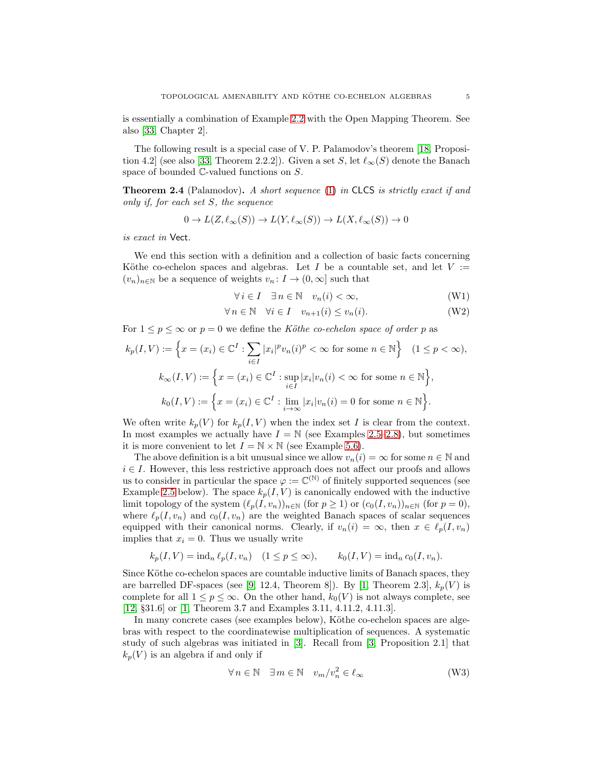is essentially a combination of Example 2.2 with the Open Mapping Theorem. See also [33, Chapter 2].

The following result is a special case of V. P. Palamodov's theorem [18, Proposition 4.2] (see also [33, Theorem 2.2.2]). Given a set $S$, let $\ell_\infty(S)$ denote the Banach space of bounded $\mathbb{C}$-valued functions on $S$.

**Theorem 2.4** (Palamodov)**.** *A short sequence* (1) *in* CLCS *is strictly exact if and only if, for each set $S$, the sequence*

$$0 \to L(Z, \ell_\infty(S)) \to L(Y, \ell_\infty(S)) \to L(X, \ell_\infty(S)) \to 0$$

*is exact in* Vect.

We end this section with a definition and a collection of basic facts concerning Köthe co-echelon spaces and algebras. Let $I$ be a countable set, and let $V := (v_n)_{n\in\mathbb{N}}$ be a sequence of weights $v_n\colon I \to (0, \infty]$ such that

$$\forall\, i \in I \quad \exists\, n \in \mathbb{N} \quad v_n(i) < \infty, \tag{W1}$$

$$\forall\, n \in \mathbb{N} \quad \forall\, i \in I \quad v_{n+1}(i) \le v_n(i). \tag{W2}$$

For $1 \le p \le \infty$ or $p = 0$ we define the *Köthe co-echelon space of order $p$* as

$$k_p(I, V) := \Big\{ x = (x_i) \in \mathbb{C}^I : \sum_{i\in I} |x_i|^p v_n(i)^p < \infty \text{ for some } n \in \mathbb{N} \Big\} \quad (1 \le p < \infty),$$

$$k_\infty(I, V) := \Big\{ x = (x_i) \in \mathbb{C}^I : \sup_{i\in I} |x_i| v_n(i) < \infty \text{ for some } n \in \mathbb{N} \Big\},$$

$$k_0(I, V) := \Big\{ x = (x_i) \in \mathbb{C}^I : \lim_{i\to\infty} |x_i| v_n(i) = 0 \text{ for some } n \in \mathbb{N} \Big\}.$$

We often write $k_p(V)$ for $k_p(I, V)$ when the index set $I$ is clear from the context. In most examples we actually have $I = \mathbb{N}$ (see Examples 2.5–2.8), but sometimes it is more convenient to let $I = \mathbb{N} \times \mathbb{N}$ (see Example 5.6).

The above definition is a bit unusual since we allow $v_n(i) = \infty$ for some $n \in \mathbb{N}$ and $i \in I$. However, this less restrictive approach does not affect our proofs and allows us to consider in particular the space $\varphi := \mathbb{C}^{(\mathbb{N})}$ of finitely supported sequences (see Example 2.5 below). The space $k_p(I, V)$ is canonically endowed with the inductive limit topology of the system $(\ell_p(I, v_n))_{n\in\mathbb{N}}$ (for $p \ge 1$) or $(c_0(I, v_n))_{n\in\mathbb{N}}$ (for $p = 0$), where $\ell_p(I, v_n)$ and $c_0(I, v_n)$ are the weighted Banach spaces of scalar sequences equipped with their canonical norms. Clearly, if $v_n(i) = \infty$, then $x \in \ell_p(I, v_n)$ implies that $x_i = 0$. Thus we usually write

$$k_p(I, V) = \operatorname{ind}_n \ell_p(I, v_n) \quad (1 \le p \le \infty), \qquad k_0(I, V) = \operatorname{ind}_n c_0(I, v_n).$$

Since Köthe co-echelon spaces are countable inductive limits of Banach spaces, they are barrelled DF-spaces (see [9, 12.4, Theorem 8]). By [1, Theorem 2.3], $k_p(V)$ is complete for all $1 \le p \le \infty$. On the other hand, $k_0(V)$ is not always complete, see [12, §31.6] or [1, Theorem 3.7 and Examples 3.11, 4.11.2, 4.11.3].

In many concrete cases (see examples below), Köthe co-echelon spaces are algebras with respect to the coordinatewise multiplication of sequences. A systematic study of such algebras was initiated in [3]. Recall from [3, Proposition 2.1] that $k_p(V)$ is an algebra if and only if

$$\forall\, n \in \mathbb{N} \quad \exists\, m \in \mathbb{N} \quad v_m/v_n^2 \in \ell_\infty \tag{W3}$$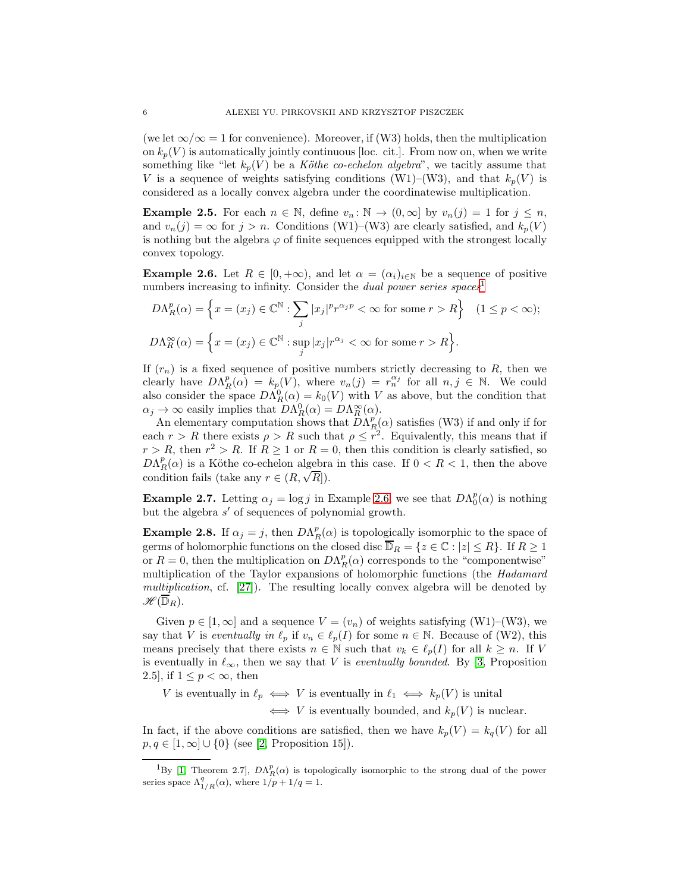(we let $\infty/\infty = 1$ for convenience). Moreover, if (W3) holds, then the multiplication on $k_p(V)$ is automatically jointly continuous [loc. cit.]. From now on, when we write something like "let $k_p(V)$ be a *Köthe co-echelon algebra*", we tacitly assume that $V$ is a sequence of weights satisfying conditions (W1)–(W3), and that $k_p(V)$ is considered as a locally convex algebra under the coordinatewise multiplication.

**Example 2.5.** For each $n \in \mathbb{N}$, define $v_n \colon \mathbb{N} \to (0, \infty]$ by $v_n(j) = 1$ for $j \le n$, and $v_n(j) = \infty$ for $j > n$. Conditions (W1)–(W3) are clearly satisfied, and $k_p(V)$ is nothing but the algebra $\varphi$ of finite sequences equipped with the strongest locally convex topology.

**Example 2.6.** Let $R \in [0, +\infty)$, and let $\alpha = (\alpha_i)_{i \in \mathbb{N}}$ be a sequence of positive numbers increasing to infinity. Consider the *dual power series spaces*[1]

$$D\Lambda_R^p(\alpha) = \Big\{ x = (x_j) \in \mathbb{C}^{\mathbb{N}} : \sum_j |x_j|^p r^{\alpha_j p} < \infty \text{ for some } r > R \Big\} \quad (1 \le p < \infty);$$

$$D\Lambda_R^\infty(\alpha) = \Big\{ x = (x_j) \in \mathbb{C}^{\mathbb{N}} : \sup_j |x_j| r^{\alpha_j} < \infty \text{ for some } r > R \Big\}.$$

If $(r_n)$ is a fixed sequence of positive numbers strictly decreasing to $R$, then we clearly have $D\Lambda_R^p(\alpha) = k_p(V)$, where $v_n(j) = r_n^{\alpha_j}$ for all $n, j \in \mathbb{N}$. We could also consider the space $D\Lambda_R^0(\alpha) = k_0(V)$ with $V$ as above, but the condition that $\alpha_j \to \infty$ easily implies that $D\Lambda_R^0(\alpha) = D\Lambda_R^\infty(\alpha)$.

An elementary computation shows that $D\Lambda_R^p(\alpha)$ satisfies (W3) if and only if for each $r > R$ there exists $\rho > R$ such that $\rho \le r^2$. Equivalently, this means that if $r > R$, then $r^2 > R$. If $R \ge 1$ or $R = 0$, then this condition is clearly satisfied, so $D\Lambda_R^p(\alpha)$ is a Köthe co-echelon algebra in this case. If $0 < R < 1$, then the above condition fails (take any $r \in (R, \sqrt{R}]$).

**Example 2.7.** Letting $\alpha_j = \log j$ in Example 2.6, we see that $D\Lambda_0^p(\alpha)$ is nothing but the algebra $s'$ of sequences of polynomial growth.

**Example 2.8.** If $\alpha_j = j$, then $D\Lambda_R^p(\alpha)$ is topologically isomorphic to the space of germs of holomorphic functions on the closed disc $\overline{\mathbb{D}}_R = \{z \in \mathbb{C} : |z| \le R\}$. If $R \ge 1$ or $R = 0$, then the multiplication on $D\Lambda_R^p(\alpha)$ corresponds to the "componentwise" multiplication of the Taylor expansions of holomorphic functions (the *Hadamard multiplication*, cf. [27]). The resulting locally convex algebra will be denoted by $\mathscr{H}(\overline{\mathbb{D}}_R)$.

Given $p \in [1, \infty]$ and a sequence $V = (v_n)$ of weights satisfying (W1)–(W3), we say that $V$ is *eventually in* $\ell_p$ if $v_n \in \ell_p(I)$ for some $n \in \mathbb{N}$. Because of (W2), this means precisely that there exists $n \in \mathbb{N}$ such that $v_k \in \ell_p(I)$ for all $k \ge n$. If $V$ is eventually in $\ell_\infty$, then we say that $V$ is *eventually bounded*. By [3, Proposition 2.5], if $1 \le p < \infty$, then

$$\begin{aligned} V \text{ is eventually in } \ell_p \iff V \text{ is eventually in } \ell_1 \iff k_p(V) \text{ is unital} \\ \iff V \text{ is eventually bounded, and } k_p(V) \text{ is nuclear.} \end{aligned}$$

In fact, if the above conditions are satisfied, then we have $k_p(V) = k_q(V)$ for all $p, q \in [1, \infty] \cup \{0\}$ (see [2, Proposition 15]).

[1] By [1, Theorem 2.7], $D\Lambda_R^p(\alpha)$ is topologically isomorphic to the strong dual of the power series space $\Lambda_{1/R}^q(\alpha)$, where $1/p + 1/q = 1$.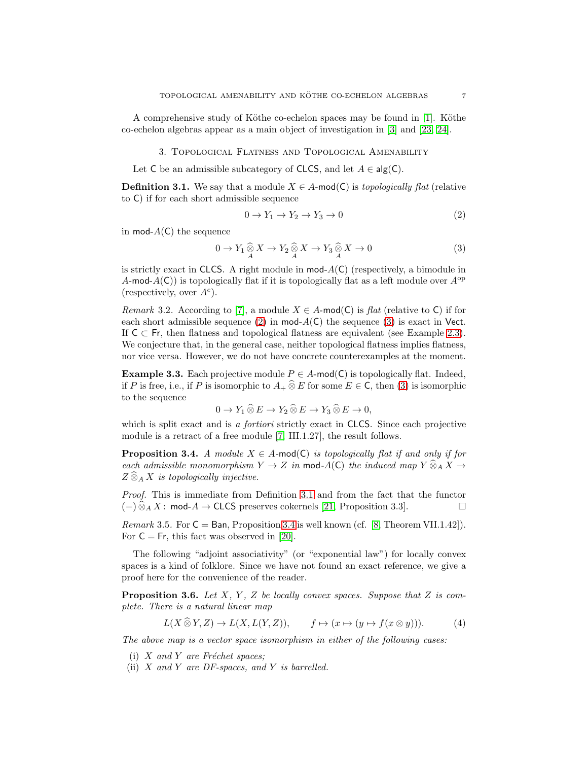A comprehensive study of Köthe co-echelon spaces may be found in [1]. Köthe co-echelon algebras appear as a main object of investigation in [3] and [23, 24].

## 3. Topological Flatness and Topological Amenability

Let $\mathsf{C}$ be an admissible subcategory of $\mathsf{CLCS}$, and let $A \in \mathsf{alg}(\mathsf{C})$.

**Definition 3.1.** We say that a module $X \in A\text{-}\mathsf{mod}(\mathsf{C})$ is *topologically flat* (relative to $\mathsf{C}$) if for each short admissible sequence

$$0 \to Y_1 \to Y_2 \to Y_3 \to 0 \tag{2}$$

in $\mathsf{mod}\text{-}A(\mathsf{C})$ the sequence

$$0 \to Y_1 \mathop{\widehat{\otimes}}_A X \to Y_2 \mathop{\widehat{\otimes}}_A X \to Y_3 \mathop{\widehat{\otimes}}_A X \to 0 \tag{3}$$

is strictly exact in $\mathsf{CLCS}$. A right module in $\mathsf{mod}\text{-}A(\mathsf{C})$ (respectively, a bimodule in $A\text{-}\mathsf{mod}\text{-}A(\mathsf{C})$) is topologically flat if it is topologically flat as a left module over $A^{\mathrm{op}}$ (respectively, over $A^e$).

*Remark* 3.2. According to [7], a module $X \in A\text{-}\mathsf{mod}(\mathsf{C})$ is *flat* (relative to $\mathsf{C}$) if for each short admissible sequence (2) in $\mathsf{mod}\text{-}A(\mathsf{C})$ the sequence (3) is exact in $\mathsf{Vect}$. If $\mathsf{C} \subset \mathsf{Fr}$, then flatness and topological flatness are equivalent (see Example 2.3). We conjecture that, in the general case, neither topological flatness implies flatness, nor vice versa. However, we do not have concrete counterexamples at the moment.

**Example 3.3.** Each projective module $P \in A\text{-}\mathsf{mod}(\mathsf{C})$ is topologically flat. Indeed, if $P$ is free, i.e., if $P$ is isomorphic to $A_+ \widehat{\otimes} E$ for some $E \in \mathsf{C}$, then (3) is isomorphic to the sequence

$$0 \to Y_1 \widehat{\otimes} E \to Y_2 \widehat{\otimes} E \to Y_3 \widehat{\otimes} E \to 0,$$

which is split exact and is *a fortiori* strictly exact in $\mathsf{CLCS}$. Since each projective module is a retract of a free module [7, III.1.27], the result follows.

**Proposition 3.4.** *A module $X \in A\text{-}\mathsf{mod}(\mathsf{C})$ is topologically flat if and only if for each admissible monomorphism $Y \to Z$ in $\mathsf{mod}\text{-}A(\mathsf{C})$ the induced map $Y \widehat{\otimes}_A X \to Z \widehat{\otimes}_A X$ is topologically injective.*

*Proof.* This is immediate from Definition 3.1 and from the fact that the functor $(-) \widehat{\otimes}_A X \colon \mathsf{mod}\text{-}A \to \mathsf{CLCS}$ preserves cokernels [21, Proposition 3.3]. ☐

*Remark* 3.5. For $\mathsf{C} = \mathsf{Ban}$, Proposition 3.4 is well known (cf. [8, Theorem VII.1.42]). For $\mathsf{C} = \mathsf{Fr}$, this fact was observed in [20].

The following "adjoint associativity" (or "exponential law") for locally convex spaces is a kind of folklore. Since we have not found an exact reference, we give a proof here for the convenience of the reader.

**Proposition 3.6.** *Let $X$, $Y$, $Z$ be locally convex spaces. Suppose that $Z$ is complete. There is a natural linear map*

$$L(X \widehat{\otimes} Y, Z) \to L(X, L(Y, Z)), \qquad f \mapsto (x \mapsto (y \mapsto f(x \otimes y))). \tag{4}$$

*The above map is a vector space isomorphism in either of the following cases:*

(i) *$X$ and $Y$ are Fréchet spaces;*
(ii) *$X$ and $Y$ are DF-spaces, and $Y$ is barrelled.*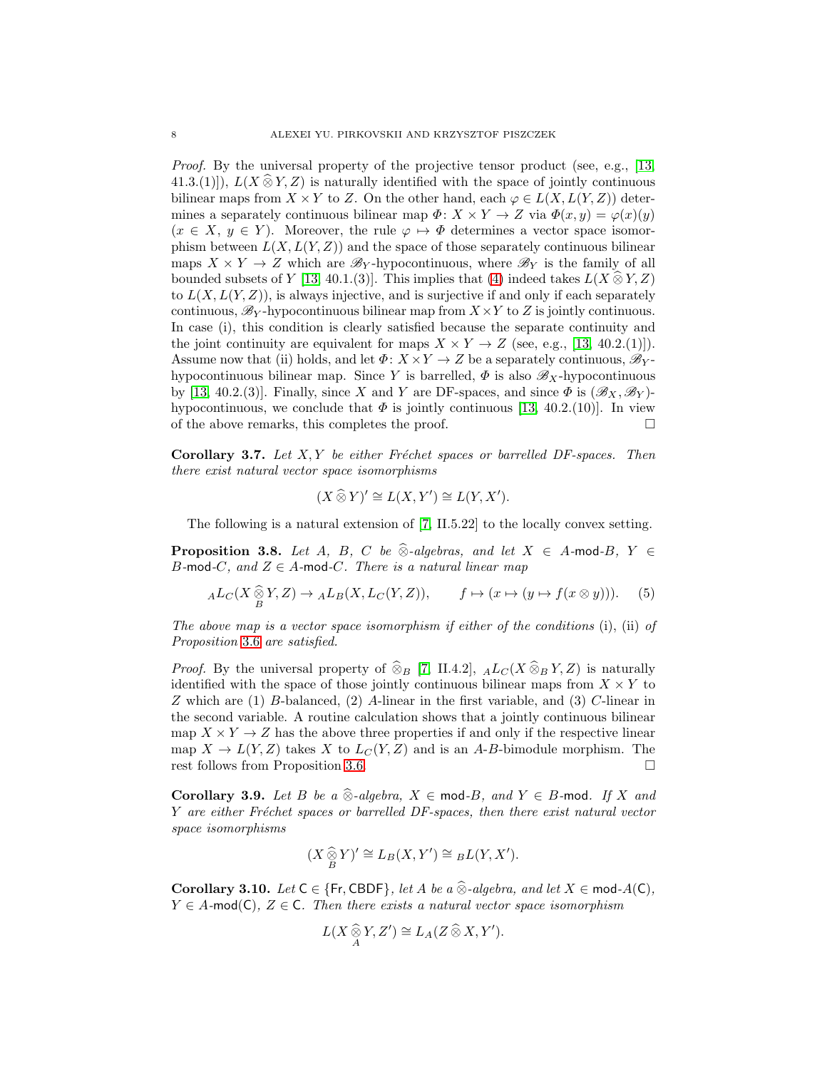*Proof.* By the universal property of the projective tensor product (see, e.g., [13, 41.3.(1)]), $L(X \widehat{\otimes} Y, Z)$ is naturally identified with the space of jointly continuous bilinear maps from $X \times Y$ to $Z$. On the other hand, each $\varphi \in L(X, L(Y, Z))$ determines a separately continuous bilinear map $\Phi\colon X \times Y \to Z$ via $\Phi(x, y) = \varphi(x)(y)$ ($x \in X$, $y \in Y$). Moreover, the rule $\varphi \mapsto \Phi$ determines a vector space isomorphism between $L(X, L(Y, Z))$ and the space of those separately continuous bilinear maps $X \times Y \to Z$ which are $\mathscr{B}_Y$-hypocontinuous, where $\mathscr{B}_Y$ is the family of all bounded subsets of $Y$ [13, 40.1.(3)]. This implies that (4) indeed takes $L(X \widehat{\otimes} Y, Z)$ to $L(X, L(Y, Z))$, is always injective, and is surjective if and only if each separately continuous, $\mathscr{B}_Y$-hypocontinuous bilinear map from $X \times Y$ to $Z$ is jointly continuous. In case (i), this condition is clearly satisfied because the separate continuity and the joint continuity are equivalent for maps $X \times Y \to Z$ (see, e.g., [13, 40.2.(1)]). Assume now that (ii) holds, and let $\Phi\colon X \times Y \to Z$ be a separately continuous, $\mathscr{B}_Y$-hypocontinuous bilinear map. Since $Y$ is barrelled, $\Phi$ is also $\mathscr{B}_X$-hypocontinuous by [13, 40.2.(3)]. Finally, since $X$ and $Y$ are DF-spaces, and since $\Phi$ is $(\mathscr{B}_X, \mathscr{B}_Y)$-hypocontinuous, we conclude that $\Phi$ is jointly continuous [13, 40.2.(10)]. In view of the above remarks, this completes the proof. $\square$

**Corollary 3.7.** *Let $X, Y$ be either Fréchet spaces or barrelled DF-spaces. Then there exist natural vector space isomorphisms*

$$(X \widehat{\otimes} Y)' \cong L(X, Y') \cong L(Y, X').$$

The following is a natural extension of [7, II.5.22] to the locally convex setting.

**Proposition 3.8.** *Let $A$, $B$, $C$ be $\widehat{\otimes}$-algebras, and let $X \in A\text{-}\mathsf{mod}\text{-}B$, $Y \in B\text{-}\mathsf{mod}\text{-}C$, and $Z \in A\text{-}\mathsf{mod}\text{-}C$. There is a natural linear map*

$$ {}_A L_C(X \mathop{\widehat{\otimes}}_B Y, Z) \to {}_A L_B(X, L_C(Y, Z)), \qquad f \mapsto (x \mapsto (y \mapsto f(x \otimes y))). \tag{5}$$

*The above map is a vector space isomorphism if either of the conditions* (i), (ii) *of Proposition 3.6 are satisfied.*

*Proof.* By the universal property of $\widehat{\otimes}_B$ [7, II.4.2], ${}_A L_C(X \widehat{\otimes}_B Y, Z)$ is naturally identified with the space of those jointly continuous bilinear maps from $X \times Y$ to $Z$ which are (1) $B$-balanced, (2) $A$-linear in the first variable, and (3) $C$-linear in the second variable. A routine calculation shows that a jointly continuous bilinear map $X \times Y \to Z$ has the above three properties if and only if the respective linear map $X \to L(Y, Z)$ takes $X$ to $L_C(Y, Z)$ and is an $A$-$B$-bimodule morphism. The rest follows from Proposition 3.6. $\square$

**Corollary 3.9.** *Let $B$ be a $\widehat{\otimes}$-algebra, $X \in \mathsf{mod}\text{-}B$, and $Y \in B\text{-}\mathsf{mod}$. If $X$ and $Y$ are either Fréchet spaces or barrelled DF-spaces, then there exist natural vector space isomorphisms*

$$(X \mathop{\widehat{\otimes}}_B Y)' \cong L_B(X, Y') \cong {}_B L(Y, X').$$

**Corollary 3.10.** *Let $\mathsf{C} \in \{\mathsf{Fr}, \mathsf{CBDF}\}$, let $A$ be a $\widehat{\otimes}$-algebra, and let $X \in \mathsf{mod}\text{-}A(\mathsf{C})$, $Y \in A\text{-}\mathsf{mod}(\mathsf{C})$, $Z \in \mathsf{C}$. Then there exists a natural vector space isomorphism*

$$L(X \mathop{\widehat{\otimes}}_A Y, Z') \cong L_A(Z \widehat{\otimes} X, Y').$$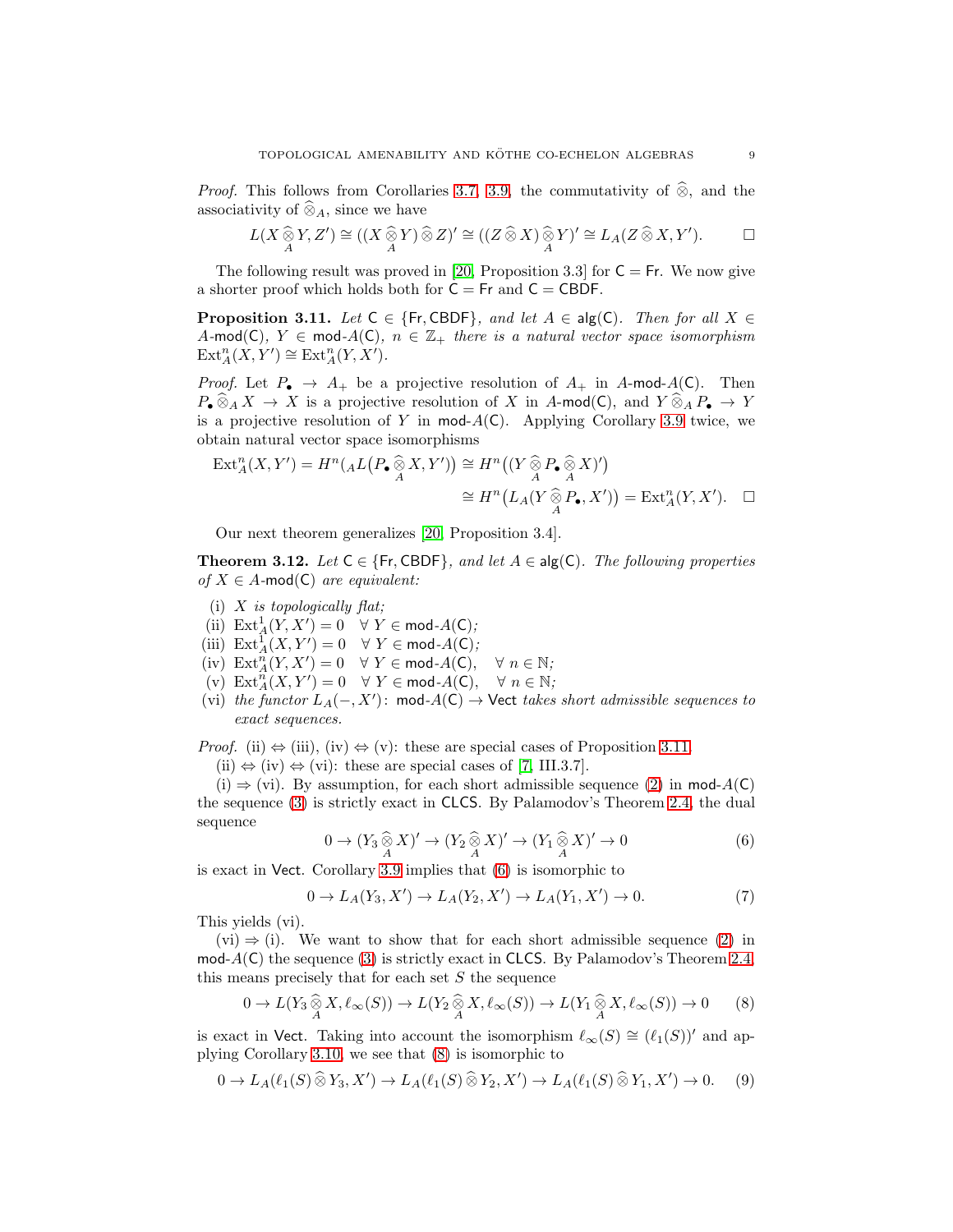*Proof.* This follows from Corollaries 3.7, 3.9, the commutativity of $\widehat{\otimes}$, and the associativity of $\widehat{\otimes}_A$, since we have

$$L(X \mathop{\widehat{\otimes}}_A Y, Z') \cong ((X \mathop{\widehat{\otimes}}_A Y) \mathbin{\widehat{\otimes}} Z)' \cong ((Z \mathbin{\widehat{\otimes}} X) \mathop{\widehat{\otimes}}_A Y)' \cong L_A(Z \mathbin{\widehat{\otimes}} X, Y'). \qquad \square$$

The following result was proved in [20, Proposition 3.3] for $\mathsf{C} = \mathsf{Fr}$. We now give a shorter proof which holds both for $\mathsf{C} = \mathsf{Fr}$ and $\mathsf{C} = \mathsf{CBDF}$.

**Proposition 3.11.** *Let $\mathsf{C} \in \{\mathsf{Fr}, \mathsf{CBDF}\}$, and let $A \in \mathsf{alg}(\mathsf{C})$. Then for all $X \in A\text{-}\mathsf{mod}(\mathsf{C})$, $Y \in \mathsf{mod}\text{-}A(\mathsf{C})$, $n \in \mathbb{Z}_+$ there is a natural vector space isomorphism $\operatorname{Ext}^n_A(X, Y') \cong \operatorname{Ext}^n_A(Y, X')$.*

*Proof.* Let $P_\bullet \to A_+$ be a projective resolution of $A_+$ in $A\text{-}\mathsf{mod}\text{-}A(\mathsf{C})$. Then $P_\bullet \mathbin{\widehat{\otimes}}_A X \to X$ is a projective resolution of $X$ in $A\text{-}\mathsf{mod}(\mathsf{C})$, and $Y \mathbin{\widehat{\otimes}}_A P_\bullet \to Y$ is a projective resolution of $Y$ in $\mathsf{mod}\text{-}A(\mathsf{C})$. Applying Corollary 3.9 twice, we obtain natural vector space isomorphisms

$$\begin{aligned}\operatorname{Ext}^n_A(X, Y') = H^n\big({}_AL\big(P_\bullet \mathop{\widehat{\otimes}}_A X, Y'\big)\big) &\cong H^n\big((Y \mathop{\widehat{\otimes}}_A P_\bullet \mathop{\widehat{\otimes}}_A X)'\big)\\ &\cong H^n\big(L_A(Y \mathop{\widehat{\otimes}}_A P_\bullet, X')\big) = \operatorname{Ext}^n_A(Y, X'). \quad \square\end{aligned}$$

Our next theorem generalizes [20, Proposition 3.4].

**Theorem 3.12.** *Let $\mathsf{C} \in \{\mathsf{Fr}, \mathsf{CBDF}\}$, and let $A \in \mathsf{alg}(\mathsf{C})$. The following properties of $X \in A\text{-}\mathsf{mod}(\mathsf{C})$ are equivalent:*

- (i) *$X$ is topologically flat;*
- (ii) *$\operatorname{Ext}^1_A(Y, X') = 0 \quad \forall\, Y \in \mathsf{mod}\text{-}A(\mathsf{C})$;*
- (iii) *$\operatorname{Ext}^1_A(X, Y') = 0 \quad \forall\, Y \in \mathsf{mod}\text{-}A(\mathsf{C})$;*
- (iv) *$\operatorname{Ext}^n_A(Y, X') = 0 \quad \forall\, Y \in \mathsf{mod}\text{-}A(\mathsf{C}), \quad \forall\, n \in \mathbb{N}$;*
- (v) *$\operatorname{Ext}^n_A(X, Y') = 0 \quad \forall\, Y \in \mathsf{mod}\text{-}A(\mathsf{C}), \quad \forall\, n \in \mathbb{N}$;*
- (vi) *the functor $L_A(-, X') \colon \mathsf{mod}\text{-}A(\mathsf{C}) \to \mathsf{Vect}$ takes short admissible sequences to exact sequences.*

*Proof.* (ii) $\Leftrightarrow$ (iii), (iv) $\Leftrightarrow$ (v): these are special cases of Proposition 3.11.

(ii) $\Leftrightarrow$ (iv) $\Leftrightarrow$ (vi): these are special cases of [7, III.3.7].

(i) $\Rightarrow$ (vi). By assumption, for each short admissible sequence (2) in $\mathsf{mod}\text{-}A(\mathsf{C})$ the sequence (3) is strictly exact in $\mathsf{CLCS}$. By Palamodov's Theorem 2.4, the dual sequence

$$0 \to (Y_3 \mathop{\widehat{\otimes}}_A X)' \to (Y_2 \mathop{\widehat{\otimes}}_A X)' \to (Y_1 \mathop{\widehat{\otimes}}_A X)' \to 0 \tag{6}$$

is exact in $\mathsf{Vect}$. Corollary 3.9 implies that (6) is isomorphic to

$$0 \to L_A(Y_3, X') \to L_A(Y_2, X') \to L_A(Y_1, X') \to 0. \tag{7}$$

This yields (vi).

(vi) $\Rightarrow$ (i). We want to show that for each short admissible sequence (2) in $\mathsf{mod}\text{-}A(\mathsf{C})$ the sequence (3) is strictly exact in $\mathsf{CLCS}$. By Palamodov's Theorem 2.4, this means precisely that for each set $S$ the sequence

$$0 \to L(Y_3 \mathop{\widehat{\otimes}}_A X, \ell_\infty(S)) \to L(Y_2 \mathop{\widehat{\otimes}}_A X, \ell_\infty(S)) \to L(Y_1 \mathop{\widehat{\otimes}}_A X, \ell_\infty(S)) \to 0 \tag{8}$$

is exact in $\mathsf{Vect}$. Taking into account the isomorphism $\ell_\infty(S) \cong (\ell_1(S))'$ and applying Corollary 3.10, we see that (8) is isomorphic to

$$0 \to L_A(\ell_1(S) \mathbin{\widehat{\otimes}} Y_3, X') \to L_A(\ell_1(S) \mathbin{\widehat{\otimes}} Y_2, X') \to L_A(\ell_1(S) \mathbin{\widehat{\otimes}} Y_1, X') \to 0. \tag{9}$$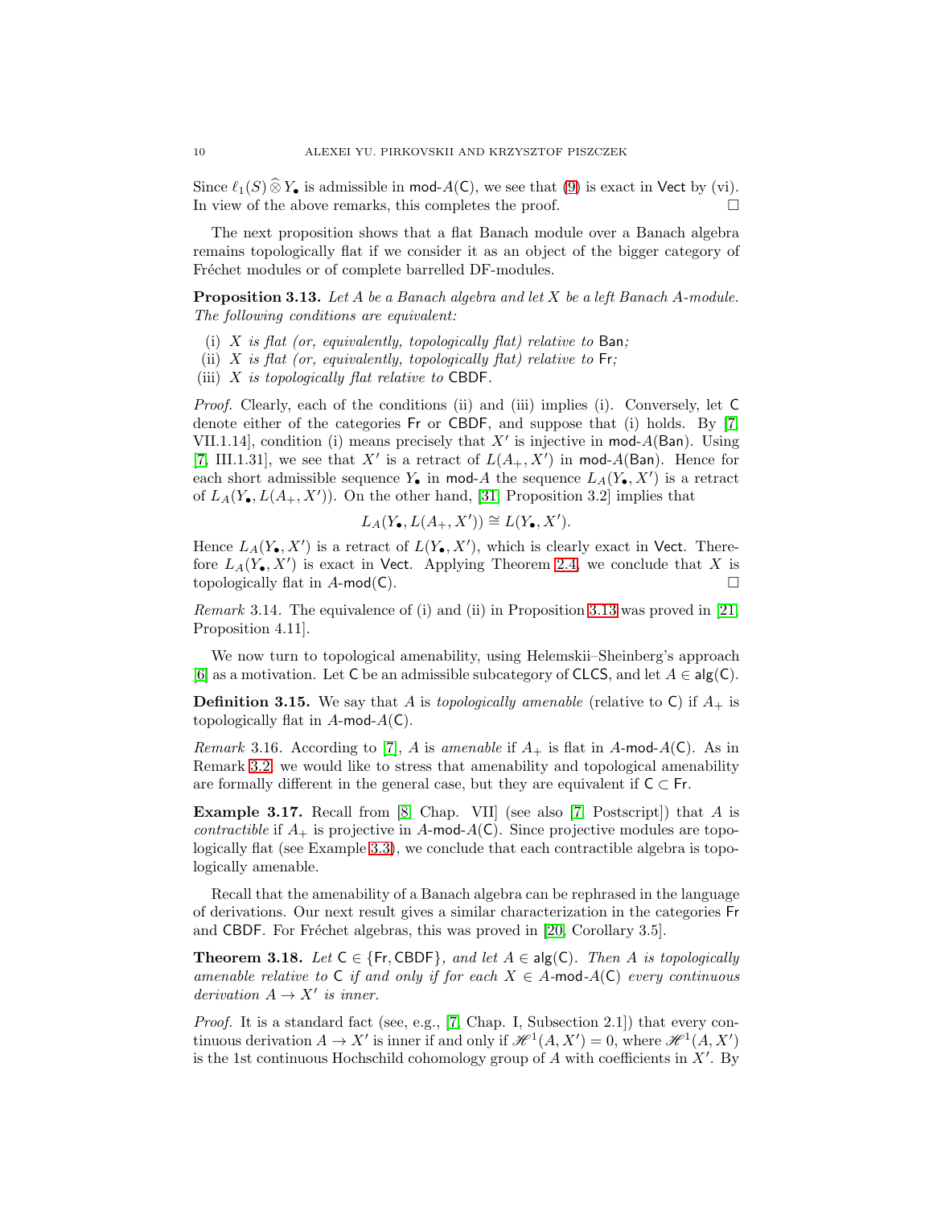Since $\ell_1(S) \mathbin{\widehat{\otimes}} Y_\bullet$ is admissible in $\mathsf{mod}\text{-}A(\mathsf{C})$, we see that (9) is exact in $\mathsf{Vect}$ by (vi). In view of the above remarks, this completes the proof. $\square$

The next proposition shows that a flat Banach module over a Banach algebra remains topologically flat if we consider it as an object of the bigger category of Fréchet modules or of complete barrelled DF-modules.

**Proposition 3.13.** *Let $A$ be a Banach algebra and let $X$ be a left Banach $A$-module. The following conditions are equivalent:*

(i) *$X$ is flat (or, equivalently, topologically flat) relative to $\mathsf{Ban}$;*
(ii) *$X$ is flat (or, equivalently, topologically flat) relative to $\mathsf{Fr}$;*
(iii) *$X$ is topologically flat relative to $\mathsf{CBDF}$.*

*Proof.* Clearly, each of the conditions (ii) and (iii) implies (i). Conversely, let $\mathsf{C}$ denote either of the categories $\mathsf{Fr}$ or $\mathsf{CBDF}$, and suppose that (i) holds. By [7, VII.1.14], condition (i) means precisely that $X'$ is injective in $\mathsf{mod}\text{-}A(\mathsf{Ban})$. Using [7, III.1.31], we see that $X'$ is a retract of $L(A_+, X')$ in $\mathsf{mod}\text{-}A(\mathsf{Ban})$. Hence for each short admissible sequence $Y_\bullet$ in $\mathsf{mod}\text{-}A$ the sequence $L_A(Y_\bullet, X')$ is a retract of $L_A(Y_\bullet, L(A_+, X'))$. On the other hand, [31, Proposition 3.2] implies that

$$L_A(Y_\bullet, L(A_+, X')) \cong L(Y_\bullet, X').$$

Hence $L_A(Y_\bullet, X')$ is a retract of $L(Y_\bullet, X')$, which is clearly exact in $\mathsf{Vect}$. Therefore $L_A(Y_\bullet, X')$ is exact in $\mathsf{Vect}$. Applying Theorem 2.4, we conclude that $X$ is topologically flat in $A\text{-}\mathsf{mod}(\mathsf{C})$. $\square$

*Remark* 3.14. The equivalence of (i) and (ii) in Proposition 3.13 was proved in [21, Proposition 4.11].

We now turn to topological amenability, using Helemskii–Sheinberg's approach [6] as a motivation. Let $\mathsf{C}$ be an admissible subcategory of $\mathsf{CLCS}$, and let $A \in \mathsf{alg}(\mathsf{C})$.

**Definition 3.15.** We say that $A$ is *topologically amenable* (relative to $\mathsf{C}$) if $A_+$ is topologically flat in $A\text{-}\mathsf{mod}\text{-}A(\mathsf{C})$.

*Remark* 3.16. According to [7], $A$ is *amenable* if $A_+$ is flat in $A\text{-}\mathsf{mod}\text{-}A(\mathsf{C})$. As in Remark 3.2, we would like to stress that amenability and topological amenability are formally different in the general case, but they are equivalent if $\mathsf{C} \subset \mathsf{Fr}$.

**Example 3.17.** Recall from [8, Chap. VII] (see also [7, Postscript]) that $A$ is *contractible* if $A_+$ is projective in $A\text{-}\mathsf{mod}\text{-}A(\mathsf{C})$. Since projective modules are topologically flat (see Example 3.3), we conclude that each contractible algebra is topologically amenable.

Recall that the amenability of a Banach algebra can be rephrased in the language of derivations. Our next result gives a similar characterization in the categories $\mathsf{Fr}$ and $\mathsf{CBDF}$. For Fréchet algebras, this was proved in [20, Corollary 3.5].

**Theorem 3.18.** *Let $\mathsf{C} \in \{\mathsf{Fr}, \mathsf{CBDF}\}$, and let $A \in \mathsf{alg}(\mathsf{C})$. Then $A$ is topologically amenable relative to $\mathsf{C}$ if and only if for each $X \in A\text{-}\mathsf{mod}\text{-}A(\mathsf{C})$ every continuous derivation $A \to X'$ is inner.*

*Proof.* It is a standard fact (see, e.g., [7, Chap. I, Subsection 2.1]) that every continuous derivation $A \to X'$ is inner if and only if $\mathscr{H}^1(A, X') = 0$, where $\mathscr{H}^1(A, X')$ is the 1st continuous Hochschild cohomology group of $A$ with coefficients in $X'$. By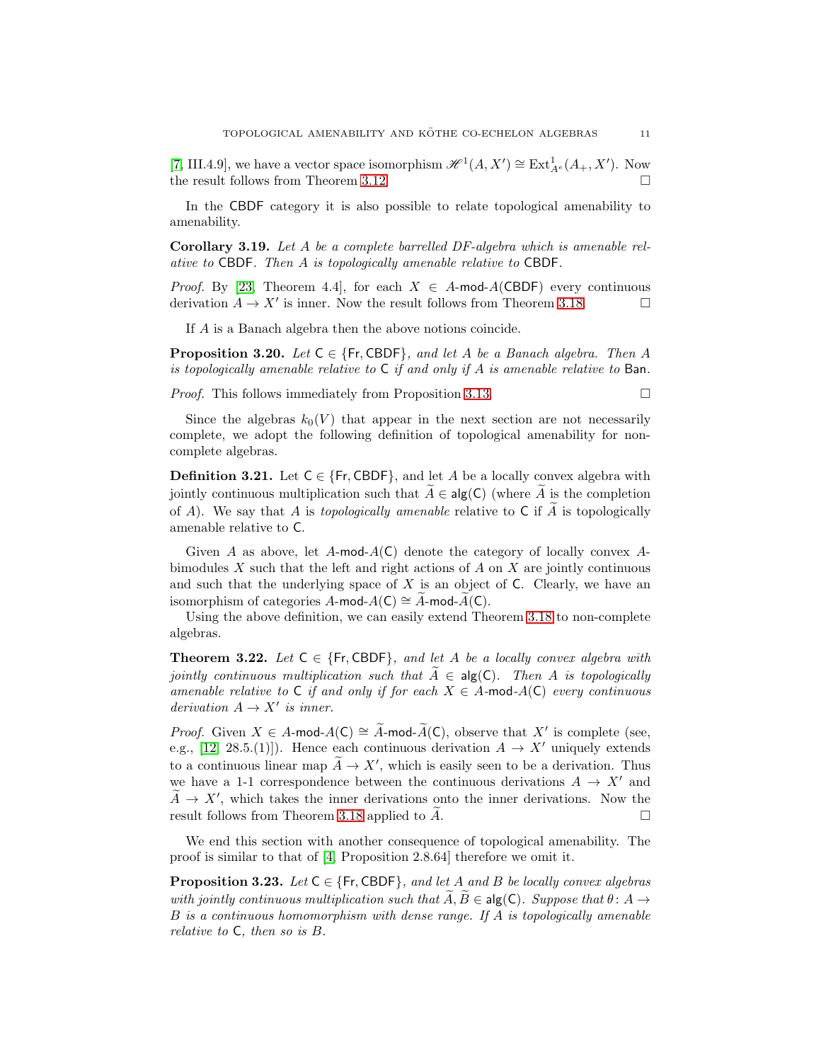[7, III.4.9], we have a vector space isomorphism $\mathscr{H}^1(A, X') \cong \mathrm{Ext}^1_{A^e}(A_+, X')$. Now the result follows from Theorem 3.12. □

In the CBDF category it is also possible to relate topological amenability to amenability.

**Corollary 3.19.** *Let $A$ be a complete barrelled DF-algebra which is amenable relative to* CBDF*. Then $A$ is topologically amenable relative to* CBDF*.*

*Proof.* By [23, Theorem 4.4], for each $X \in A\text{-}\mathsf{mod}\text{-}A(\mathsf{CBDF})$ every continuous derivation $A \to X'$ is inner. Now the result follows from Theorem 3.18. □

If $A$ is a Banach algebra then the above notions coincide.

**Proposition 3.20.** *Let $\mathsf{C} \in \{\mathsf{Fr}, \mathsf{CBDF}\}$, and let $A$ be a Banach algebra. Then $A$ is topologically amenable relative to $\mathsf{C}$ if and only if $A$ is amenable relative to* Ban*.*

*Proof.* This follows immediately from Proposition 3.13. □

Since the algebras $k_0(V)$ that appear in the next section are not necessarily complete, we adopt the following definition of topological amenability for non-complete algebras.

**Definition 3.21.** Let $\mathsf{C} \in \{\mathsf{Fr}, \mathsf{CBDF}\}$, and let $A$ be a locally convex algebra with jointly continuous multiplication such that $\widetilde{A} \in \mathsf{alg}(\mathsf{C})$ (where $\widetilde{A}$ is the completion of $A$). We say that $A$ is *topologically amenable* relative to $\mathsf{C}$ if $\widetilde{A}$ is topologically amenable relative to $\mathsf{C}$.

Given $A$ as above, let $A\text{-}\mathsf{mod}\text{-}A(\mathsf{C})$ denote the category of locally convex $A$-bimodules $X$ such that the left and right actions of $A$ on $X$ are jointly continuous and such that the underlying space of $X$ is an object of $\mathsf{C}$. Clearly, we have an isomorphism of categories $A\text{-}\mathsf{mod}\text{-}A(\mathsf{C}) \cong \widetilde{A}\text{-}\mathsf{mod}\text{-}\widetilde{A}(\mathsf{C})$.

Using the above definition, we can easily extend Theorem 3.18 to non-complete algebras.

**Theorem 3.22.** *Let $\mathsf{C} \in \{\mathsf{Fr}, \mathsf{CBDF}\}$, and let $A$ be a locally convex algebra with jointly continuous multiplication such that $\widetilde{A} \in \mathsf{alg}(\mathsf{C})$. Then $A$ is topologically amenable relative to $\mathsf{C}$ if and only if for each $X \in A\text{-}\mathsf{mod}\text{-}A(\mathsf{C})$ every continuous derivation $A \to X'$ is inner.*

*Proof.* Given $X \in A\text{-}\mathsf{mod}\text{-}A(\mathsf{C}) \cong \widetilde{A}\text{-}\mathsf{mod}\text{-}\widetilde{A}(\mathsf{C})$, observe that $X'$ is complete (see, e.g., [12, 28.5.(1)]). Hence each continuous derivation $A \to X'$ uniquely extends to a continuous linear map $\widetilde{A} \to X'$, which is easily seen to be a derivation. Thus we have a 1-1 correspondence between the continuous derivations $A \to X'$ and $\widetilde{A} \to X'$, which takes the inner derivations onto the inner derivations. Now the result follows from Theorem 3.18 applied to $\widetilde{A}$. □

We end this section with another consequence of topological amenability. The proof is similar to that of [4, Proposition 2.8.64] therefore we omit it.

**Proposition 3.23.** *Let $\mathsf{C} \in \{\mathsf{Fr}, \mathsf{CBDF}\}$, and let $A$ and $B$ be locally convex algebras with jointly continuous multiplication such that $\widetilde{A}, \widetilde{B} \in \mathsf{alg}(\mathsf{C})$. Suppose that $\theta\colon A \to B$ is a continuous homomorphism with dense range. If $A$ is topologically amenable relative to $\mathsf{C}$, then so is $B$.*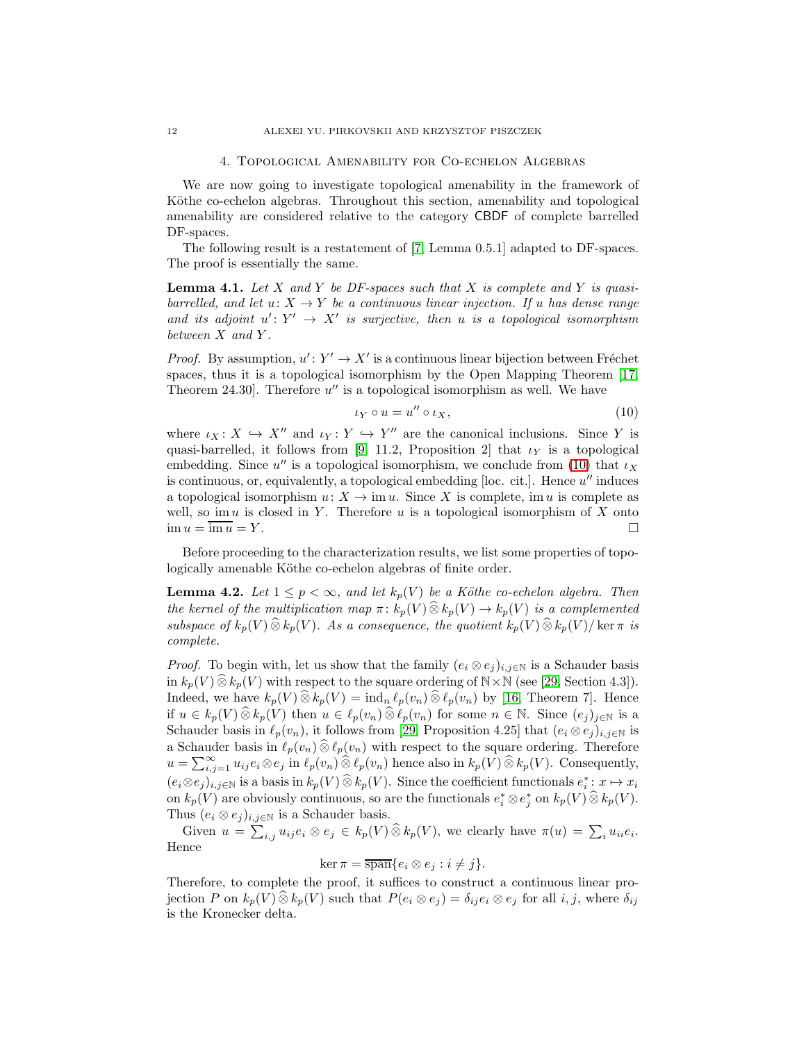## 4. Topological Amenability for Co-echelon Algebras

We are now going to investigate topological amenability in the framework of Köthe co-echelon algebras. Throughout this section, amenability and topological amenability are considered relative to the category $\mathsf{CBDF}$ of complete barrelled DF-spaces.

The following result is a restatement of [7, Lemma 0.5.1] adapted to DF-spaces. The proof is essentially the same.

**Lemma 4.1.** *Let $X$ and $Y$ be DF-spaces such that $X$ is complete and $Y$ is quasi-barrelled, and let $u\colon X \to Y$ be a continuous linear injection. If $u$ has dense range and its adjoint $u'\colon Y' \to X'$ is surjective, then $u$ is a topological isomorphism between $X$ and $Y$.*

*Proof.* By assumption, $u'\colon Y' \to X'$ is a continuous linear bijection between Fréchet spaces, thus it is a topological isomorphism by the Open Mapping Theorem [17, Theorem 24.30]. Therefore $u''$ is a topological isomorphism as well. We have

$$\iota_Y \circ u = u'' \circ \iota_X, \tag{10}$$

where $\iota_X\colon X \hookrightarrow X''$ and $\iota_Y\colon Y \hookrightarrow Y''$ are the canonical inclusions. Since $Y$ is quasi-barrelled, it follows from [9, 11.2, Proposition 2] that $\iota_Y$ is a topological embedding. Since $u''$ is a topological isomorphism, we conclude from (10) that $\iota_X$ is continuous, or, equivalently, a topological embedding [loc. cit.]. Hence $u''$ induces a topological isomorphism $u\colon X \to \operatorname{im} u$. Since $X$ is complete, $\operatorname{im} u$ is complete as well, so $\operatorname{im} u$ is closed in $Y$. Therefore $u$ is a topological isomorphism of $X$ onto $\operatorname{im} u = \overline{\operatorname{im} u} = Y$. $\square$

Before proceeding to the characterization results, we list some properties of topologically amenable Köthe co-echelon algebras of finite order.

**Lemma 4.2.** *Let $1 \le p < \infty$, and let $k_p(V)$ be a Köthe co-echelon algebra. Then the kernel of the multiplication map $\pi\colon k_p(V) \mathbin{\widehat{\otimes}} k_p(V) \to k_p(V)$ is a complemented subspace of $k_p(V) \mathbin{\widehat{\otimes}} k_p(V)$. As a consequence, the quotient $k_p(V) \mathbin{\widehat{\otimes}} k_p(V)/\ker \pi$ is complete.*

*Proof.* To begin with, let us show that the family $(e_i \otimes e_j)_{i,j\in\mathbb{N}}$ is a Schauder basis in $k_p(V) \mathbin{\widehat{\otimes}} k_p(V)$ with respect to the square ordering of $\mathbb{N}\times\mathbb{N}$ (see [29, Section 4.3]). Indeed, we have $k_p(V) \mathbin{\widehat{\otimes}} k_p(V) = \operatorname{ind}_n \ell_p(v_n) \mathbin{\widehat{\otimes}} \ell_p(v_n)$ by [16, Theorem 7]. Hence if $u \in k_p(V) \mathbin{\widehat{\otimes}} k_p(V)$ then $u \in \ell_p(v_n) \mathbin{\widehat{\otimes}} \ell_p(v_n)$ for some $n \in \mathbb{N}$. Since $(e_j)_{j\in\mathbb{N}}$ is a Schauder basis in $\ell_p(v_n)$, it follows from [29, Proposition 4.25] that $(e_i \otimes e_j)_{i,j\in\mathbb{N}}$ is a Schauder basis in $\ell_p(v_n) \mathbin{\widehat{\otimes}} \ell_p(v_n)$ with respect to the square ordering. Therefore $u = \sum_{i,j=1}^{\infty} u_{ij} e_i \otimes e_j$ in $\ell_p(v_n) \mathbin{\widehat{\otimes}} \ell_p(v_n)$ hence also in $k_p(V) \mathbin{\widehat{\otimes}} k_p(V)$. Consequently, $(e_i \otimes e_j)_{i,j\in\mathbb{N}}$ is a basis in $k_p(V) \mathbin{\widehat{\otimes}} k_p(V)$. Since the coefficient functionals $e_i^*\colon x \mapsto x_i$ on $k_p(V)$ are obviously continuous, so are the functionals $e_i^* \otimes e_j^*$ on $k_p(V) \mathbin{\widehat{\otimes}} k_p(V)$. Thus $(e_i \otimes e_j)_{i,j\in\mathbb{N}}$ is a Schauder basis.

Given $u = \sum_{i,j} u_{ij} e_i \otimes e_j \in k_p(V) \mathbin{\widehat{\otimes}} k_p(V)$, we clearly have $\pi(u) = \sum_i u_{ii} e_i$. Hence

$$\ker \pi = \overline{\operatorname{span}}\{e_i \otimes e_j : i \neq j\}.$$

Therefore, to complete the proof, it suffices to construct a continuous linear projection $P$ on $k_p(V) \mathbin{\widehat{\otimes}} k_p(V)$ such that $P(e_i \otimes e_j) = \delta_{ij} e_i \otimes e_j$ for all $i, j$, where $\delta_{ij}$ is the Kronecker delta.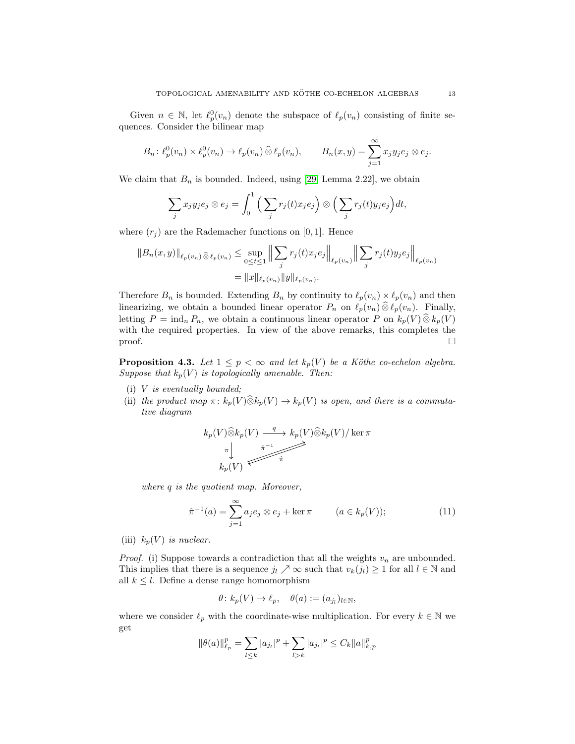Given $n \in \mathbb{N}$, let $\ell_p^0(v_n)$ denote the subspace of $\ell_p(v_n)$ consisting of finite sequences. Consider the bilinear map

$$B_n\colon \ell_p^0(v_n) \times \ell_p^0(v_n) \to \ell_p(v_n) \mathbin{\widehat{\otimes}} \ell_p(v_n), \qquad B_n(x,y) = \sum_{j=1}^{\infty} x_j y_j e_j \otimes e_j.$$

We claim that $B_n$ is bounded. Indeed, using [29, Lemma 2.22], we obtain

$$\sum_j x_j y_j e_j \otimes e_j = \int_0^1 \Big( \sum_j r_j(t) x_j e_j \Big) \otimes \Big( \sum_j r_j(t) y_j e_j \Big) dt,$$

where $(r_j)$ are the Rademacher functions on $[0,1]$. Hence

$$\begin{aligned}
\|B_n(x,y)\|_{\ell_p(v_n) \mathbin{\widehat{\otimes}} \ell_p(v_n)} &\le \sup_{0 \le t \le 1} \Big\| \sum_j r_j(t) x_j e_j \Big\|_{\ell_p(v_n)} \Big\| \sum_j r_j(t) y_j e_j \Big\|_{\ell_p(v_n)} \\
&= \|x\|_{\ell_p(v_n)} \|y\|_{\ell_p(v_n)}.
\end{aligned}$$

Therefore $B_n$ is bounded. Extending $B_n$ by continuity to $\ell_p(v_n) \times \ell_p(v_n)$ and then linearizing, we obtain a bounded linear operator $P_n$ on $\ell_p(v_n) \mathbin{\widehat{\otimes}} \ell_p(v_n)$. Finally, letting $P = \operatorname{ind}_n P_n$, we obtain a continuous linear operator $P$ on $k_p(V) \mathbin{\widehat{\otimes}} k_p(V)$ with the required properties. In view of the above remarks, this completes the proof. $\square$

**Proposition 4.3.** *Let $1 \le p < \infty$ and let $k_p(V)$ be a Köthe co-echelon algebra. Suppose that $k_p(V)$ is topologically amenable. Then:*

- (i) *$V$ is eventually bounded;*
- (ii) *the product map $\pi\colon k_p(V) \widehat{\otimes} k_p(V) \to k_p(V)$ is open, and there is a commutative diagram*

$$\begin{array}{ccc}
k_p(V)\widehat{\otimes}k_p(V) & \xrightarrow{\;\;q\;\;} & k_p(V)\widehat{\otimes}k_p(V)/\ker\pi \\
{\scriptstyle\pi}\big\downarrow & \overset{\hat{\pi}^{-1}}{\nearrow} \underset{\hat{\pi}}{\swarrow} & \\
k_p(V) & &
\end{array}$$

*where $q$ is the quotient map. Moreover,*

$$\hat{\pi}^{-1}(a) = \sum_{j=1}^{\infty} a_j e_j \otimes e_j + \ker \pi \qquad (a \in k_p(V)); \tag{11}$$

- (iii) *$k_p(V)$ is nuclear.*

*Proof.* (i) Suppose towards a contradiction that all the weights $v_n$ are unbounded. This implies that there is a sequence $j_l \nearrow \infty$ such that $v_k(j_l) \ge 1$ for all $l \in \mathbb{N}$ and all $k \le l$. Define a dense range homomorphism

$$\theta\colon k_p(V) \to \ell_p, \quad \theta(a) := (a_{j_l})_{l \in \mathbb{N}},$$

where we consider $\ell_p$ with the coordinate-wise multiplication. For every $k \in \mathbb{N}$ we get

$$\|\theta(a)\|_{\ell_p}^p = \sum_{l \le k} |a_{j_l}|^p + \sum_{l > k} |a_{j_l}|^p \le C_k \|a\|_{k,p}^p$$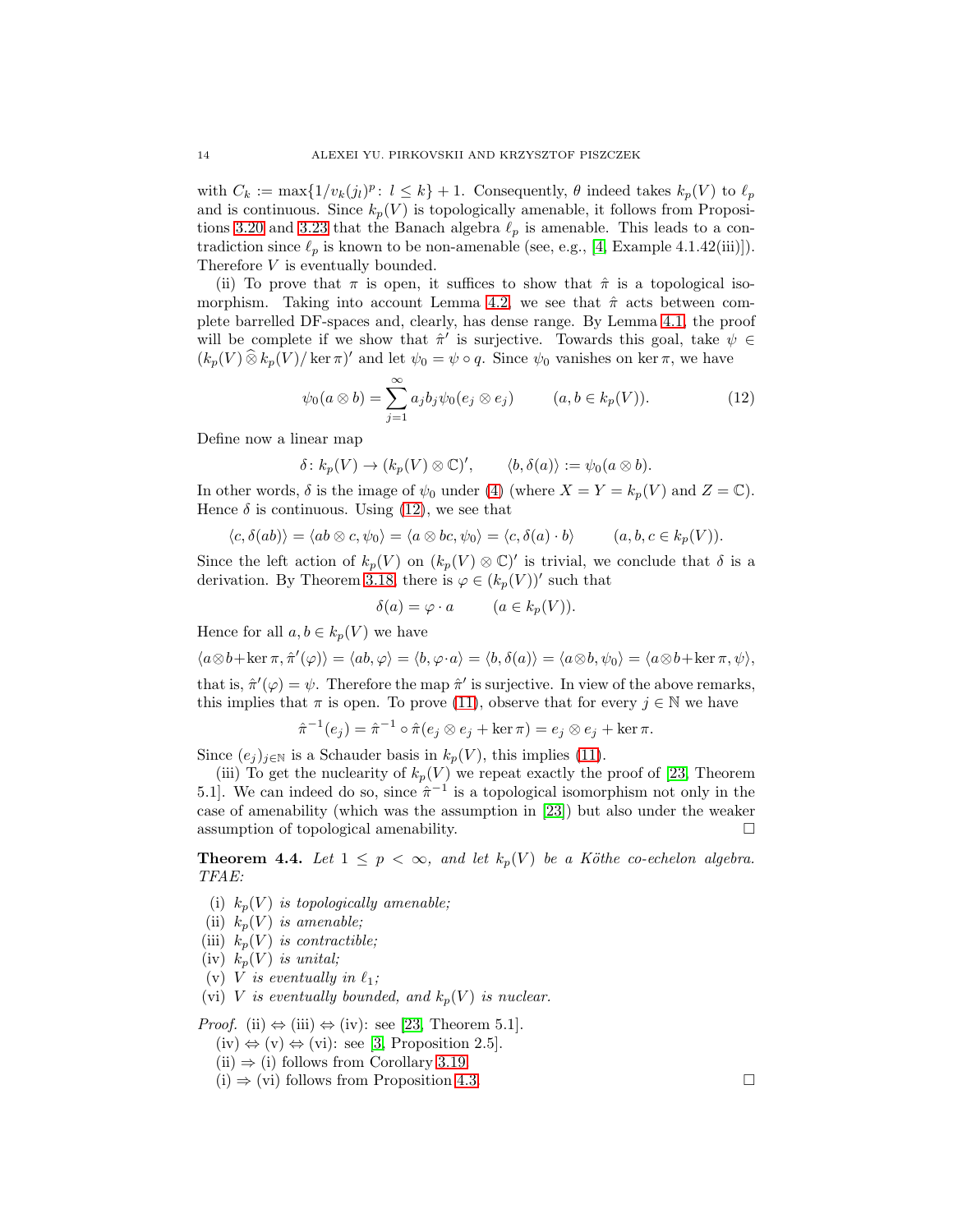with $C_k := \max\{1/v_k(j_l)^p \colon l \le k\} + 1$. Consequently, $\theta$ indeed takes $k_p(V)$ to $\ell_p$ and is continuous. Since $k_p(V)$ is topologically amenable, it follows from Propositions 3.20 and 3.23 that the Banach algebra $\ell_p$ is amenable. This leads to a contradiction since $\ell_p$ is known to be non-amenable (see, e.g., [4, Example 4.1.42(iii)]). Therefore $V$ is eventually bounded.

(ii) To prove that $\pi$ is open, it suffices to show that $\hat{\pi}$ is a topological isomorphism. Taking into account Lemma 4.2, we see that $\hat{\pi}$ acts between complete barrelled DF-spaces and, clearly, has dense range. By Lemma 4.1, the proof will be complete if we show that $\hat{\pi}'$ is surjective. Towards this goal, take $\psi \in (k_p(V) \mathbin{\widehat{\otimes}} k_p(V)/\ker \pi)'$ and let $\psi_0 = \psi \circ q$. Since $\psi_0$ vanishes on $\ker \pi$, we have

$$\psi_0(a \otimes b) = \sum_{j=1}^{\infty} a_j b_j \psi_0(e_j \otimes e_j) \qquad (a, b \in k_p(V)). \tag{12}$$

Define now a linear map

$$\delta \colon k_p(V) \to (k_p(V) \otimes \mathbb{C})', \qquad \langle b, \delta(a) \rangle := \psi_0(a \otimes b).$$

In other words, $\delta$ is the image of $\psi_0$ under (4) (where $X = Y = k_p(V)$ and $Z = \mathbb{C}$). Hence $\delta$ is continuous. Using (12), we see that

$$\langle c, \delta(ab) \rangle = \langle ab \otimes c, \psi_0 \rangle = \langle a \otimes bc, \psi_0 \rangle = \langle c, \delta(a) \cdot b \rangle \qquad (a, b, c \in k_p(V)).$$

Since the left action of $k_p(V)$ on $(k_p(V) \otimes \mathbb{C})'$ is trivial, we conclude that $\delta$ is a derivation. By Theorem 3.18, there is $\varphi \in (k_p(V))'$ such that

$$\delta(a) = \varphi \cdot a \qquad (a \in k_p(V)).$$

Hence for all $a, b \in k_p(V)$ we have

$$\langle a \otimes b + \ker \pi, \hat{\pi}'(\varphi) \rangle = \langle ab, \varphi \rangle = \langle b, \varphi \cdot a \rangle = \langle b, \delta(a) \rangle = \langle a \otimes b, \psi_0 \rangle = \langle a \otimes b + \ker \pi, \psi \rangle,$$

that is, $\hat{\pi}'(\varphi) = \psi$. Therefore the map $\hat{\pi}'$ is surjective. In view of the above remarks, this implies that $\pi$ is open. To prove (11), observe that for every $j \in \mathbb{N}$ we have

$$\hat{\pi}^{-1}(e_j) = \hat{\pi}^{-1} \circ \hat{\pi}(e_j \otimes e_j + \ker \pi) = e_j \otimes e_j + \ker \pi.$$

Since $(e_j)_{j \in \mathbb{N}}$ is a Schauder basis in $k_p(V)$, this implies (11).

(iii) To get the nuclearity of $k_p(V)$ we repeat exactly the proof of [23, Theorem 5.1]. We can indeed do so, since $\hat{\pi}^{-1}$ is a topological isomorphism not only in the case of amenability (which was the assumption in [23]) but also under the weaker assumption of topological amenability. $\square$

**Theorem 4.4.** *Let $1 \le p < \infty$, and let $k_p(V)$ be a Köthe co-echelon algebra. TFAE:*

(i) *$k_p(V)$ is topologically amenable;*
(ii) *$k_p(V)$ is amenable;*
(iii) *$k_p(V)$ is contractible;*
(iv) *$k_p(V)$ is unital;*
(v) *$V$ is eventually in $\ell_1$;*
(vi) *$V$ is eventually bounded, and $k_p(V)$ is nuclear.*

*Proof.* (ii) $\Leftrightarrow$ (iii) $\Leftrightarrow$ (iv): see [23, Theorem 5.1].

(iv) $\Leftrightarrow$ (v) $\Leftrightarrow$ (vi): see [3, Proposition 2.5].

(ii) $\Rightarrow$ (i) follows from Corollary 3.19.

(i) $\Rightarrow$ (vi) follows from Proposition 4.3. $\square$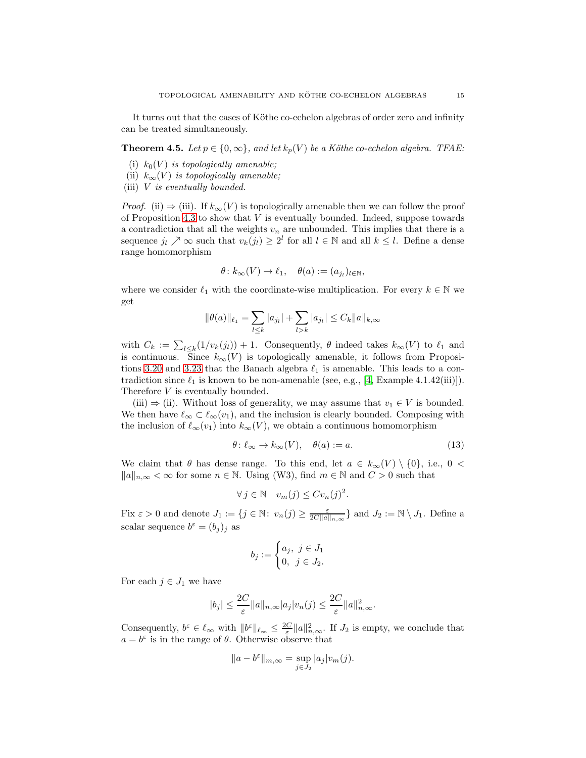It turns out that the cases of Köthe co-echelon algebras of order zero and infinity can be treated simultaneously.

**Theorem 4.5.** *Let $p \in \{0, \infty\}$, and let $k_p(V)$ be a Köthe co-echelon algebra. TFAE:*

(i) *$k_0(V)$ is topologically amenable;*
(ii) *$k_\infty(V)$ is topologically amenable;*
(iii) *$V$ is eventually bounded.*

*Proof.* (ii) ⇒ (iii). If $k_\infty(V)$ is topologically amenable then we can follow the proof of Proposition 4.3 to show that $V$ is eventually bounded. Indeed, suppose towards a contradiction that all the weights $v_n$ are unbounded. This implies that there is a sequence $j_l \nearrow \infty$ such that $v_k(j_l) \geq 2^l$ for all $l \in \mathbb{N}$ and all $k \leq l$. Define a dense range homomorphism

$$\theta \colon k_\infty(V) \to \ell_1, \quad \theta(a) := (a_{j_l})_{l \in \mathbb{N}},$$

where we consider $\ell_1$ with the coordinate-wise multiplication. For every $k \in \mathbb{N}$ we get

$$\|\theta(a)\|_{\ell_1} = \sum_{l \leq k} |a_{j_l}| + \sum_{l > k} |a_{j_l}| \leq C_k \|a\|_{k,\infty}$$

with $C_k := \sum_{l \leq k}(1/v_k(j_l)) + 1$. Consequently, $\theta$ indeed takes $k_\infty(V)$ to $\ell_1$ and is continuous. Since $k_\infty(V)$ is topologically amenable, it follows from Propositions 3.20 and 3.23 that the Banach algebra $\ell_1$ is amenable. This leads to a contradiction since $\ell_1$ is known to be non-amenable (see, e.g., [4, Example 4.1.42(iii)]). Therefore $V$ is eventually bounded.

(iii) ⇒ (ii). Without loss of generality, we may assume that $v_1 \in V$ is bounded. We then have $\ell_\infty \subset \ell_\infty(v_1)$, and the inclusion is clearly bounded. Composing with the inclusion of $\ell_\infty(v_1)$ into $k_\infty(V)$, we obtain a continuous homomorphism

$$\theta \colon \ell_\infty \to k_\infty(V), \quad \theta(a) := a. \tag{13}$$

We claim that $\theta$ has dense range. To this end, let $a \in k_\infty(V) \setminus \{0\}$, i.e., $0 < \|a\|_{n,\infty} < \infty$ for some $n \in \mathbb{N}$. Using (W3), find $m \in \mathbb{N}$ and $C > 0$ such that

$$\forall\, j \in \mathbb{N} \quad v_m(j) \leq C v_n(j)^2.$$

Fix $\varepsilon > 0$ and denote $J_1 := \{j \in \mathbb{N} \colon v_n(j) \geq \frac{\varepsilon}{2C\|a\|_{n,\infty}}\}$ and $J_2 := \mathbb{N} \setminus J_1$. Define a scalar sequence $b^\varepsilon = (b_j)_j$ as

$$b_j := \begin{cases} a_j, & j \in J_1 \\ 0, & j \in J_2. \end{cases}$$

For each $j \in J_1$ we have

$$|b_j| \leq \frac{2C}{\varepsilon}\|a\|_{n,\infty}|a_j|v_n(j) \leq \frac{2C}{\varepsilon}\|a\|^2_{n,\infty}.$$

Consequently, $b^\varepsilon \in \ell_\infty$ with $\|b^\varepsilon\|_{\ell_\infty} \leq \frac{2C}{\varepsilon}\|a\|^2_{n,\infty}$. If $J_2$ is empty, we conclude that $a = b^\varepsilon$ is in the range of $\theta$. Otherwise observe that

$$\|a - b^\varepsilon\|_{m,\infty} = \sup_{j \in J_2} |a_j| v_m(j).$$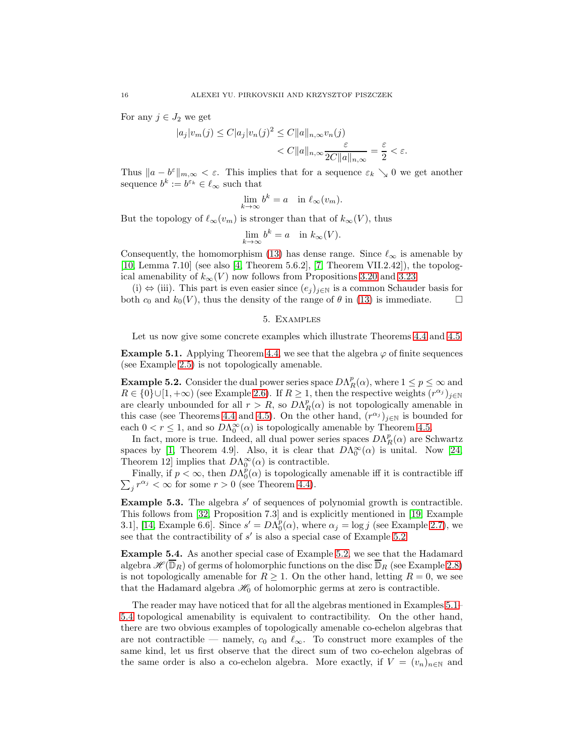For any $j \in J_2$ we get

$$|a_j| v_m(j) \le C|a_j| v_n(j)^2 \le C\|a\|_{n,\infty} v_n(j)$$
$$< C\|a\|_{n,\infty} \frac{\varepsilon}{2C\|a\|_{n,\infty}} = \frac{\varepsilon}{2} < \varepsilon.$$

Thus $\|a - b^\varepsilon\|_{m,\infty} < \varepsilon$. This implies that for a sequence $\varepsilon_k \searrow 0$ we get another sequence $b^k := b^{\varepsilon_k} \in \ell_\infty$ such that

$$\lim_{k\to\infty} b^k = a \quad \text{in } \ell_\infty(v_m).$$

But the topology of $\ell_\infty(v_m)$ is stronger than that of $k_\infty(V)$, thus

$$\lim_{k\to\infty} b^k = a \quad \text{in } k_\infty(V).$$

Consequently, the homomorphism (13) has dense range. Since $\ell_\infty$ is amenable by [10, Lemma 7.10] (see also [4, Theorem 5.6.2], [7, Theorem VII.2.42]), the topological amenability of $k_\infty(V)$ now follows from Propositions 3.20 and 3.23.

(i) $\Leftrightarrow$ (iii). This part is even easier since $(e_j)_{j\in\mathbb{N}}$ is a common Schauder basis for both $c_0$ and $k_0(V)$, thus the density of the range of $\theta$ in (13) is immediate. $\square$

## 5. Examples

Let us now give some concrete examples which illustrate Theorems 4.4 and 4.5.

**Example 5.1.** Applying Theorem 4.4, we see that the algebra $\varphi$ of finite sequences (see Example 2.5) is not topologically amenable.

**Example 5.2.** Consider the dual power series space $D\Lambda_R^p(\alpha)$, where $1 \le p \le \infty$ and $R \in \{0\} \cup [1, +\infty)$ (see Example 2.6). If $R \ge 1$, then the respective weights $(r^{\alpha_j})_{j\in\mathbb{N}}$ are clearly unbounded for all $r > R$, so $D\Lambda_R^p(\alpha)$ is not topologically amenable in this case (see Theorems 4.4 and 4.5). On the other hand, $(r^{\alpha_j})_{j\in\mathbb{N}}$ is bounded for each $0 < r \le 1$, and so $D\Lambda_0^\infty(\alpha)$ is topologically amenable by Theorem 4.5.

In fact, more is true. Indeed, all dual power series spaces $D\Lambda_R^p(\alpha)$ are Schwartz spaces by [1, Theorem 4.9]. Also, it is clear that $D\Lambda_0^\infty(\alpha)$ is unital. Now [24, Theorem 12] implies that $D\Lambda_0^\infty(\alpha)$ is contractible.

Finally, if $p < \infty$, then $D\Lambda_0^p(\alpha)$ is topologically amenable iff it is contractible iff $\sum_j r^{\alpha_j} < \infty$ for some $r > 0$ (see Theorem 4.4).

**Example 5.3.** The algebra $s'$ of sequences of polynomial growth is contractible. This follows from [32, Proposition 7.3] and is explicitly mentioned in [19, Example 3.1], [14, Example 6.6]. Since $s' = D\Lambda_0^p(\alpha)$, where $\alpha_j = \log j$ (see Example 2.7), we see that the contractibility of $s'$ is also a special case of Example 5.2.

**Example 5.4.** As another special case of Example 5.2, we see that the Hadamard algebra $\mathscr{H}(\overline{\mathbb{D}}_R)$ of germs of holomorphic functions on the disc $\overline{\mathbb{D}}_R$ (see Example 2.8) is not topologically amenable for $R \ge 1$. On the other hand, letting $R = 0$, we see that the Hadamard algebra $\mathscr{H}_0$ of holomorphic germs at zero is contractible.

The reader may have noticed that for all the algebras mentioned in Examples 5.1–5.4 topological amenability is equivalent to contractibility. On the other hand, there are two obvious examples of topologically amenable co-echelon algebras that are not contractible — namely, $c_0$ and $\ell_\infty$. To construct more examples of the same kind, let us first observe that the direct sum of two co-echelon algebras of the same order is also a co-echelon algebra. More exactly, if $V = (v_n)_{n\in\mathbb{N}}$ and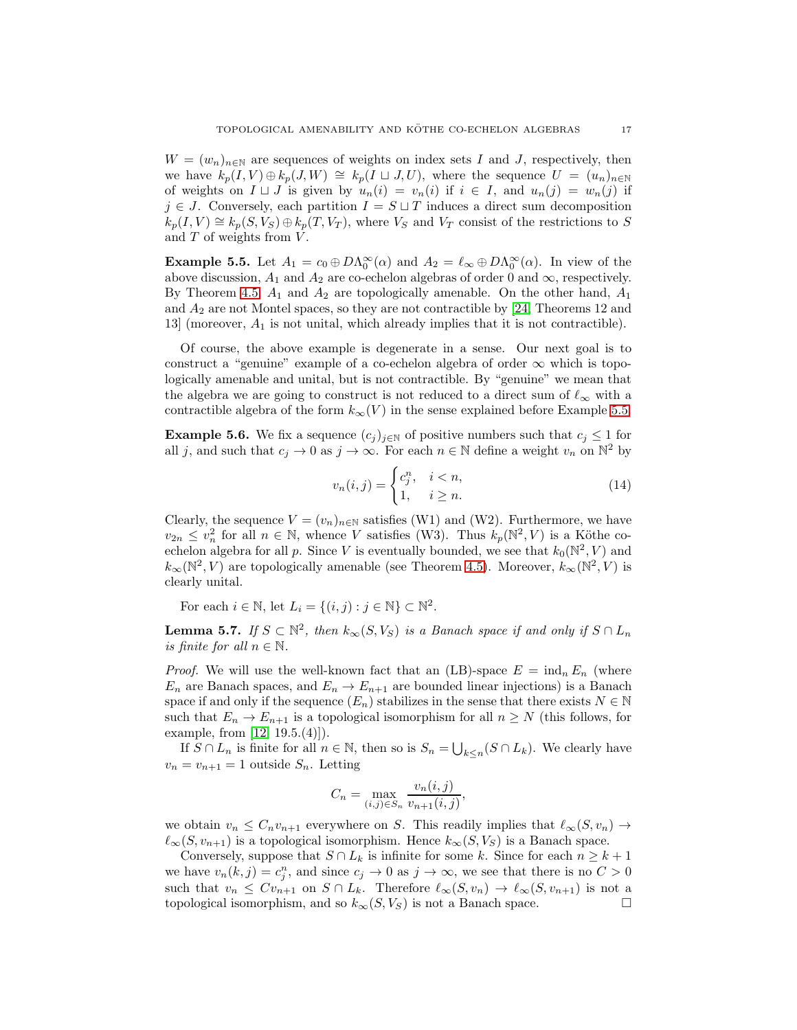$W = (w_n)_{n\in\mathbb{N}}$ are sequences of weights on index sets $I$ and $J$, respectively, then we have $k_p(I, V) \oplus k_p(J, W) \cong k_p(I \sqcup J, U)$, where the sequence $U = (u_n)_{n\in\mathbb{N}}$ of weights on $I \sqcup J$ is given by $u_n(i) = v_n(i)$ if $i \in I$, and $u_n(j) = w_n(j)$ if $j \in J$. Conversely, each partition $I = S \sqcup T$ induces a direct sum decomposition $k_p(I, V) \cong k_p(S, V_S) \oplus k_p(T, V_T)$, where $V_S$ and $V_T$ consist of the restrictions to $S$ and $T$ of weights from $V$.

**Example 5.5.** Let $A_1 = c_0 \oplus D\Lambda_0^\infty(\alpha)$ and $A_2 = \ell_\infty \oplus D\Lambda_0^\infty(\alpha)$. In view of the above discussion, $A_1$ and $A_2$ are co-echelon algebras of order 0 and $\infty$, respectively. By Theorem 4.5, $A_1$ and $A_2$ are topologically amenable. On the other hand, $A_1$ and $A_2$ are not Montel spaces, so they are not contractible by [24, Theorems 12 and 13] (moreover, $A_1$ is not unital, which already implies that it is not contractible).

Of course, the above example is degenerate in a sense. Our next goal is to construct a "genuine" example of a co-echelon algebra of order $\infty$ which is topologically amenable and unital, but is not contractible. By "genuine" we mean that the algebra we are going to construct is not reduced to a direct sum of $\ell_\infty$ with a contractible algebra of the form $k_\infty(V)$ in the sense explained before Example 5.5.

**Example 5.6.** We fix a sequence $(c_j)_{j\in\mathbb{N}}$ of positive numbers such that $c_j \le 1$ for all $j$, and such that $c_j \to 0$ as $j \to \infty$. For each $n \in \mathbb{N}$ define a weight $v_n$ on $\mathbb{N}^2$ by

$$v_n(i,j) = \begin{cases} c_j^n, & i < n, \\ 1, & i \ge n. \end{cases} \tag{14}$$

Clearly, the sequence $V = (v_n)_{n\in\mathbb{N}}$ satisfies (W1) and (W2). Furthermore, we have $v_{2n} \le v_n^2$ for all $n \in \mathbb{N}$, whence $V$ satisfies (W3). Thus $k_p(\mathbb{N}^2, V)$ is a Köthe co-echelon algebra for all $p$. Since $V$ is eventually bounded, we see that $k_0(\mathbb{N}^2, V)$ and $k_\infty(\mathbb{N}^2, V)$ are topologically amenable (see Theorem 4.5). Moreover, $k_\infty(\mathbb{N}^2, V)$ is clearly unital.

For each $i \in \mathbb{N}$, let $L_i = \{(i,j) : j \in \mathbb{N}\} \subset \mathbb{N}^2$.

**Lemma 5.7.** *If $S \subset \mathbb{N}^2$, then $k_\infty(S, V_S)$ is a Banach space if and only if $S \cap L_n$ is finite for all $n \in \mathbb{N}$.*

*Proof.* We will use the well-known fact that an (LB)-space $E = \operatorname{ind}_n E_n$ (where $E_n$ are Banach spaces, and $E_n \to E_{n+1}$ are bounded linear injections) is a Banach space if and only if the sequence $(E_n)$ stabilizes in the sense that there exists $N \in \mathbb{N}$ such that $E_n \to E_{n+1}$ is a topological isomorphism for all $n \ge N$ (this follows, for example, from [12, 19.5.(4)]).

If $S \cap L_n$ is finite for all $n \in \mathbb{N}$, then so is $S_n = \bigcup_{k\le n}(S \cap L_k)$. We clearly have $v_n = v_{n+1} = 1$ outside $S_n$. Letting

$$C_n = \max_{(i,j)\in S_n} \frac{v_n(i,j)}{v_{n+1}(i,j)},$$

we obtain $v_n \le C_n v_{n+1}$ everywhere on $S$. This readily implies that $\ell_\infty(S, v_n) \to \ell_\infty(S, v_{n+1})$ is a topological isomorphism. Hence $k_\infty(S, V_S)$ is a Banach space.

Conversely, suppose that $S \cap L_k$ is infinite for some $k$. Since for each $n \ge k+1$ we have $v_n(k,j) = c_j^n$, and since $c_j \to 0$ as $j \to \infty$, we see that there is no $C > 0$ such that $v_n \le C v_{n+1}$ on $S \cap L_k$. Therefore $\ell_\infty(S, v_n) \to \ell_\infty(S, v_{n+1})$ is not a topological isomorphism, and so $k_\infty(S, V_S)$ is not a Banach space. $\square$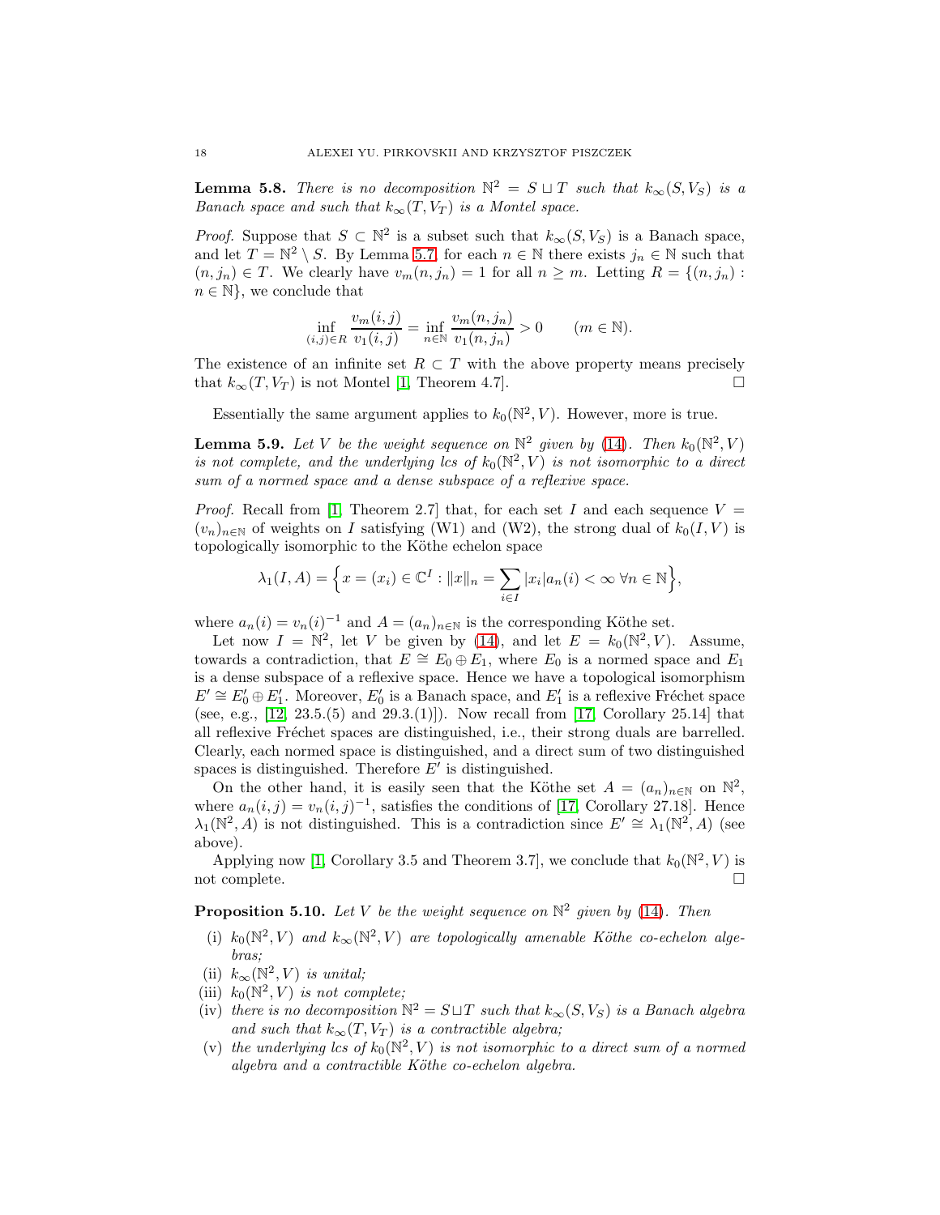**Lemma 5.8.** *There is no decomposition $\mathbb{N}^2 = S \sqcup T$ such that $k_\infty(S, V_S)$ is a Banach space and such that $k_\infty(T, V_T)$ is a Montel space.*

*Proof.* Suppose that $S \subset \mathbb{N}^2$ is a subset such that $k_\infty(S, V_S)$ is a Banach space, and let $T = \mathbb{N}^2 \setminus S$. By Lemma 5.7, for each $n \in \mathbb{N}$ there exists $j_n \in \mathbb{N}$ such that $(n, j_n) \in T$. We clearly have $v_m(n, j_n) = 1$ for all $n \geq m$. Letting $R = \{(n, j_n) : n \in \mathbb{N}\}$, we conclude that

$$\inf_{(i,j)\in R} \frac{v_m(i,j)}{v_1(i,j)} = \inf_{n\in\mathbb{N}} \frac{v_m(n,j_n)}{v_1(n,j_n)} > 0 \qquad (m \in \mathbb{N}).$$

The existence of an infinite set $R \subset T$ with the above property means precisely that $k_\infty(T, V_T)$ is not Montel [1, Theorem 4.7]. $\square$

Essentially the same argument applies to $k_0(\mathbb{N}^2, V)$. However, more is true.

**Lemma 5.9.** *Let $V$ be the weight sequence on $\mathbb{N}^2$ given by (14). Then $k_0(\mathbb{N}^2, V)$ is not complete, and the underlying lcs of $k_0(\mathbb{N}^2, V)$ is not isomorphic to a direct sum of a normed space and a dense subspace of a reflexive space.*

*Proof.* Recall from [1, Theorem 2.7] that, for each set $I$ and each sequence $V = (v_n)_{n\in\mathbb{N}}$ of weights on $I$ satisfying (W1) and (W2), the strong dual of $k_0(I, V)$ is topologically isomorphic to the Köthe echelon space

$$\lambda_1(I, A) = \Big\{ x = (x_i) \in \mathbb{C}^I : \|x\|_n = \sum_{i\in I} |x_i| a_n(i) < \infty \ \forall n \in \mathbb{N} \Big\},$$

where $a_n(i) = v_n(i)^{-1}$ and $A = (a_n)_{n\in\mathbb{N}}$ is the corresponding Köthe set.

Let now $I = \mathbb{N}^2$, let $V$ be given by (14), and let $E = k_0(\mathbb{N}^2, V)$. Assume, towards a contradiction, that $E \cong E_0 \oplus E_1$, where $E_0$ is a normed space and $E_1$ is a dense subspace of a reflexive space. Hence we have a topological isomorphism $E' \cong E_0' \oplus E_1'$. Moreover, $E_0'$ is a Banach space, and $E_1'$ is a reflexive Fréchet space (see, e.g., [12, 23.5.(5) and 29.3.(1)]). Now recall from [17, Corollary 25.14] that all reflexive Fréchet spaces are distinguished, i.e., their strong duals are barrelled. Clearly, each normed space is distinguished, and a direct sum of two distinguished spaces is distinguished. Therefore $E'$ is distinguished.

On the other hand, it is easily seen that the Köthe set $A = (a_n)_{n\in\mathbb{N}}$ on $\mathbb{N}^2$, where $a_n(i,j) = v_n(i,j)^{-1}$, satisfies the conditions of [17, Corollary 27.18]. Hence $\lambda_1(\mathbb{N}^2, A)$ is not distinguished. This is a contradiction since $E' \cong \lambda_1(\mathbb{N}^2, A)$ (see above).

Applying now [1, Corollary 3.5 and Theorem 3.7], we conclude that $k_0(\mathbb{N}^2, V)$ is not complete. $\square$

**Proposition 5.10.** *Let $V$ be the weight sequence on $\mathbb{N}^2$ given by (14). Then*

- (i) *$k_0(\mathbb{N}^2, V)$ and $k_\infty(\mathbb{N}^2, V)$ are topologically amenable Köthe co-echelon algebras;*
- (ii) *$k_\infty(\mathbb{N}^2, V)$ is unital;*
- (iii) *$k_0(\mathbb{N}^2, V)$ is not complete;*
- (iv) *there is no decomposition $\mathbb{N}^2 = S \sqcup T$ such that $k_\infty(S, V_S)$ is a Banach algebra and such that $k_\infty(T, V_T)$ is a contractible algebra;*
- (v) *the underlying lcs of $k_0(\mathbb{N}^2, V)$ is not isomorphic to a direct sum of a normed algebra and a contractible Köthe co-echelon algebra.*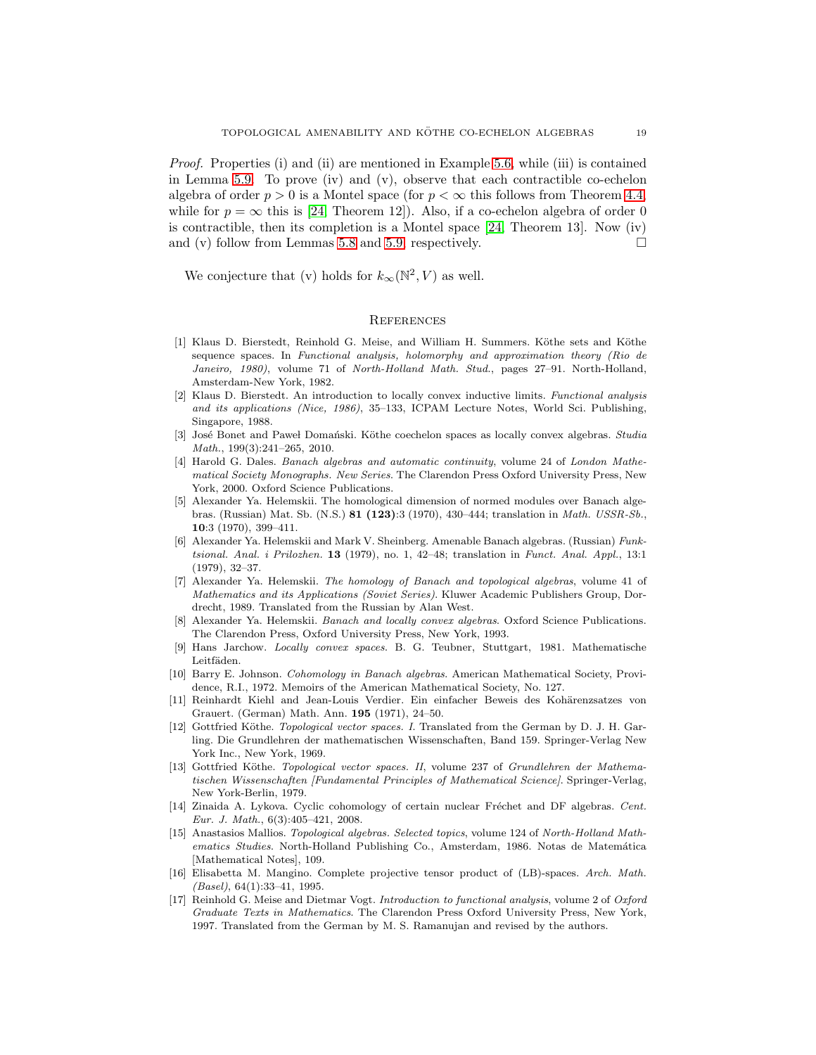*Proof.* Properties (i) and (ii) are mentioned in Example 5.6, while (iii) is contained in Lemma 5.9. To prove (iv) and (v), observe that each contractible co-echelon algebra of order $p > 0$ is a Montel space (for $p < \infty$ this follows from Theorem 4.4, while for $p = \infty$ this is [24, Theorem 12]). Also, if a co-echelon algebra of order 0 is contractible, then its completion is a Montel space [24, Theorem 13]. Now (iv) and (v) follow from Lemmas 5.8 and 5.9, respectively. □

We conjecture that (v) holds for $k_\infty(\mathbb{N}^2, V)$ as well.

## References

[1] Klaus D. Bierstedt, Reinhold G. Meise, and William H. Summers. Köthe sets and Köthe sequence spaces. In *Functional analysis, holomorphy and approximation theory (Rio de Janeiro, 1980)*, volume 71 of *North-Holland Math. Stud.*, pages 27–91. North-Holland, Amsterdam-New York, 1982.

[2] Klaus D. Bierstedt. An introduction to locally convex inductive limits. *Functional analysis and its applications (Nice, 1986)*, 35–133, ICPAM Lecture Notes, World Sci. Publishing, Singapore, 1988.

[3] José Bonet and Paweł Domański. Köthe coechelon spaces as locally convex algebras. *Studia Math.*, 199(3):241–265, 2010.

[4] Harold G. Dales. *Banach algebras and automatic continuity*, volume 24 of *London Mathematical Society Monographs. New Series*. The Clarendon Press Oxford University Press, New York, 2000. Oxford Science Publications.

[5] Alexander Ya. Helemskii. The homological dimension of normed modules over Banach algebras. (Russian) Mat. Sb. (N.S.) **81 (123)**:3 (1970), 430–444; translation in *Math. USSR-Sb.*, **10**:3 (1970), 399–411.

[6] Alexander Ya. Helemskii and Mark V. Sheinberg. Amenable Banach algebras. (Russian) *Funktsional. Anal. i Prilozhen.* **13** (1979), no. 1, 42–48; translation in *Funct. Anal. Appl.*, 13:1 (1979), 32–37.

[7] Alexander Ya. Helemskii. *The homology of Banach and topological algebras*, volume 41 of *Mathematics and its Applications (Soviet Series)*. Kluwer Academic Publishers Group, Dordrecht, 1989. Translated from the Russian by Alan West.

[8] Alexander Ya. Helemskii. *Banach and locally convex algebras*. Oxford Science Publications. The Clarendon Press, Oxford University Press, New York, 1993.

[9] Hans Jarchow. *Locally convex spaces*. B. G. Teubner, Stuttgart, 1981. Mathematische Leitfäden.

[10] Barry E. Johnson. *Cohomology in Banach algebras*. American Mathematical Society, Providence, R.I., 1972. Memoirs of the American Mathematical Society, No. 127.

[11] Reinhardt Kiehl and Jean-Louis Verdier. Ein einfacher Beweis des Kohärenzsatzes von Grauert. (German) Math. Ann. **195** (1971), 24–50.

[12] Gottfried Köthe. *Topological vector spaces. I.* Translated from the German by D. J. H. Garling. Die Grundlehren der mathematischen Wissenschaften, Band 159. Springer-Verlag New York Inc., New York, 1969.

[13] Gottfried Köthe. *Topological vector spaces. II*, volume 237 of *Grundlehren der Mathematischen Wissenschaften [Fundamental Principles of Mathematical Science]*. Springer-Verlag, New York-Berlin, 1979.

[14] Zinaida A. Lykova. Cyclic cohomology of certain nuclear Fréchet and DF algebras. *Cent. Eur. J. Math.*, 6(3):405–421, 2008.

[15] Anastasios Mallios. *Topological algebras. Selected topics*, volume 124 of *North-Holland Mathematics Studies*. North-Holland Publishing Co., Amsterdam, 1986. Notas de Matemática [Mathematical Notes], 109.

[16] Elisabetta M. Mangino. Complete projective tensor product of (LB)-spaces. *Arch. Math. (Basel)*, 64(1):33–41, 1995.

[17] Reinhold G. Meise and Dietmar Vogt. *Introduction to functional analysis*, volume 2 of *Oxford Graduate Texts in Mathematics*. The Clarendon Press Oxford University Press, New York, 1997. Translated from the German by M. S. Ramanujan and revised by the authors.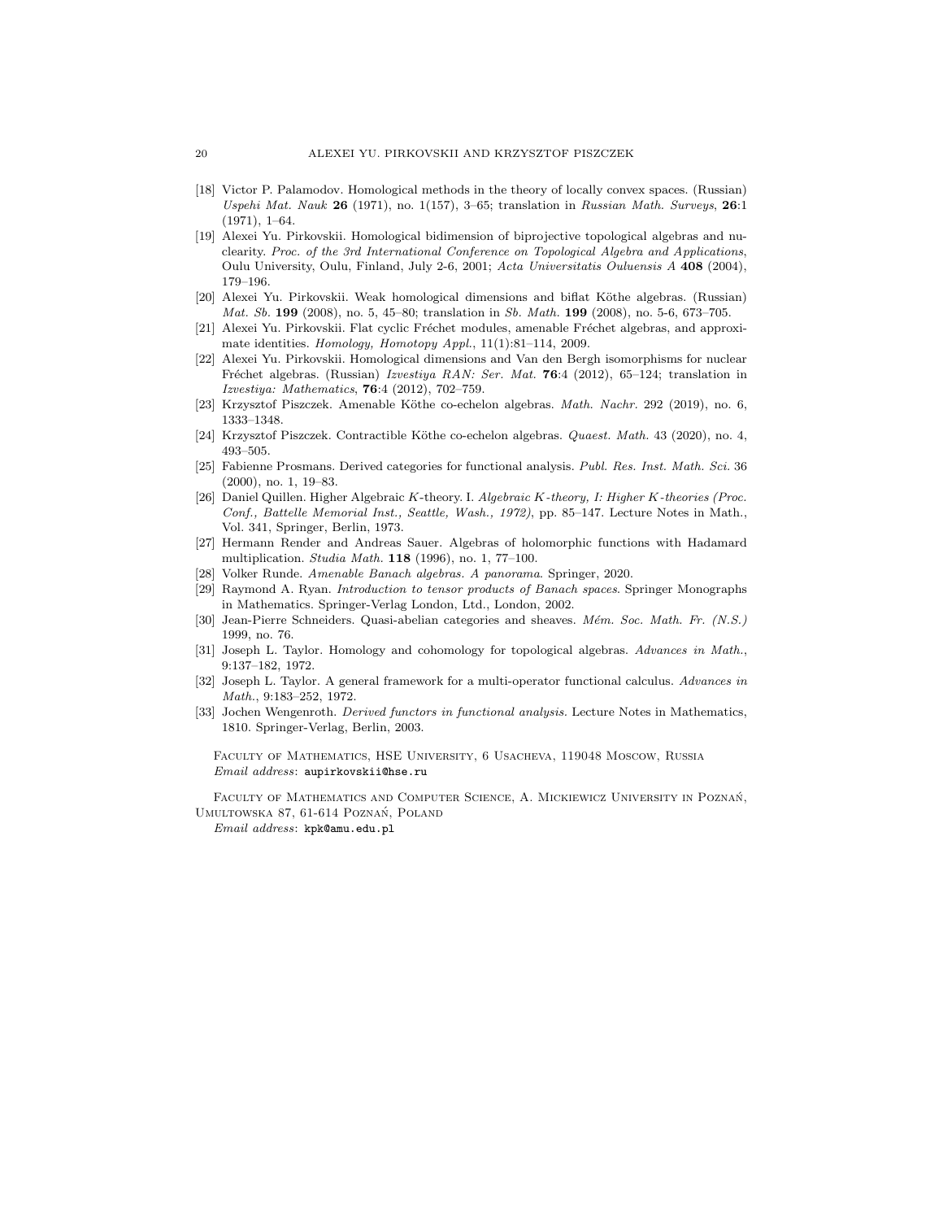[18] Victor P. Palamodov. Homological methods in the theory of locally convex spaces. (Russian) *Uspehi Mat. Nauk* **26** (1971), no. 1(157), 3–65; translation in *Russian Math. Surveys*, **26**:1 (1971), 1–64.

[19] Alexei Yu. Pirkovskii. Homological bidimension of biprojective topological algebras and nuclearity. *Proc. of the 3rd International Conference on Topological Algebra and Applications*, Oulu University, Oulu, Finland, July 2-6, 2001; *Acta Universitatis Ouluensis A* **408** (2004), 179–196.

[20] Alexei Yu. Pirkovskii. Weak homological dimensions and biflat Köthe algebras. (Russian) *Mat. Sb.* **199** (2008), no. 5, 45–80; translation in *Sb. Math.* **199** (2008), no. 5-6, 673–705.

[21] Alexei Yu. Pirkovskii. Flat cyclic Fréchet modules, amenable Fréchet algebras, and approximate identities. *Homology, Homotopy Appl.*, 11(1):81–114, 2009.

[22] Alexei Yu. Pirkovskii. Homological dimensions and Van den Bergh isomorphisms for nuclear Fréchet algebras. (Russian) *Izvestiya RAN: Ser. Mat.* **76**:4 (2012), 65–124; translation in *Izvestiya: Mathematics*, **76**:4 (2012), 702–759.

[23] Krzysztof Piszczek. Amenable Köthe co-echelon algebras. *Math. Nachr.* 292 (2019), no. 6, 1333–1348.

[24] Krzysztof Piszczek. Contractible Köthe co-echelon algebras. *Quaest. Math.* 43 (2020), no. 4, 493–505.

[25] Fabienne Prosmans. Derived categories for functional analysis. *Publ. Res. Inst. Math. Sci.* 36 (2000), no. 1, 19–83.

[26] Daniel Quillen. Higher Algebraic $K$-theory. I. *Algebraic $K$-theory, I: Higher $K$-theories (Proc. Conf., Battelle Memorial Inst., Seattle, Wash., 1972)*, pp. 85–147. Lecture Notes in Math., Vol. 341, Springer, Berlin, 1973.

[27] Hermann Render and Andreas Sauer. Algebras of holomorphic functions with Hadamard multiplication. *Studia Math.* **118** (1996), no. 1, 77–100.

[28] Volker Runde. *Amenable Banach algebras. A panorama*. Springer, 2020.

[29] Raymond A. Ryan. *Introduction to tensor products of Banach spaces*. Springer Monographs in Mathematics. Springer-Verlag London, Ltd., London, 2002.

[30] Jean-Pierre Schneiders. Quasi-abelian categories and sheaves. *Mém. Soc. Math. Fr. (N.S.)* 1999, no. 76.

[31] Joseph L. Taylor. Homology and cohomology for topological algebras. *Advances in Math.*, 9:137–182, 1972.

[32] Joseph L. Taylor. A general framework for a multi-operator functional calculus. *Advances in Math.*, 9:183–252, 1972.

[33] Jochen Wengenroth. *Derived functors in functional analysis.* Lecture Notes in Mathematics, 1810. Springer-Verlag, Berlin, 2003.

Faculty of Mathematics, HSE University, 6 Usacheva, 119048 Moscow, Russia
*Email address*: aupirkovskii@hse.ru

Faculty of Mathematics and Computer Science, A. Mickiewicz University in Poznań, Umultowska 87, 61-614 Poznań, Poland
*Email address*: kpk@amu.edu.pl